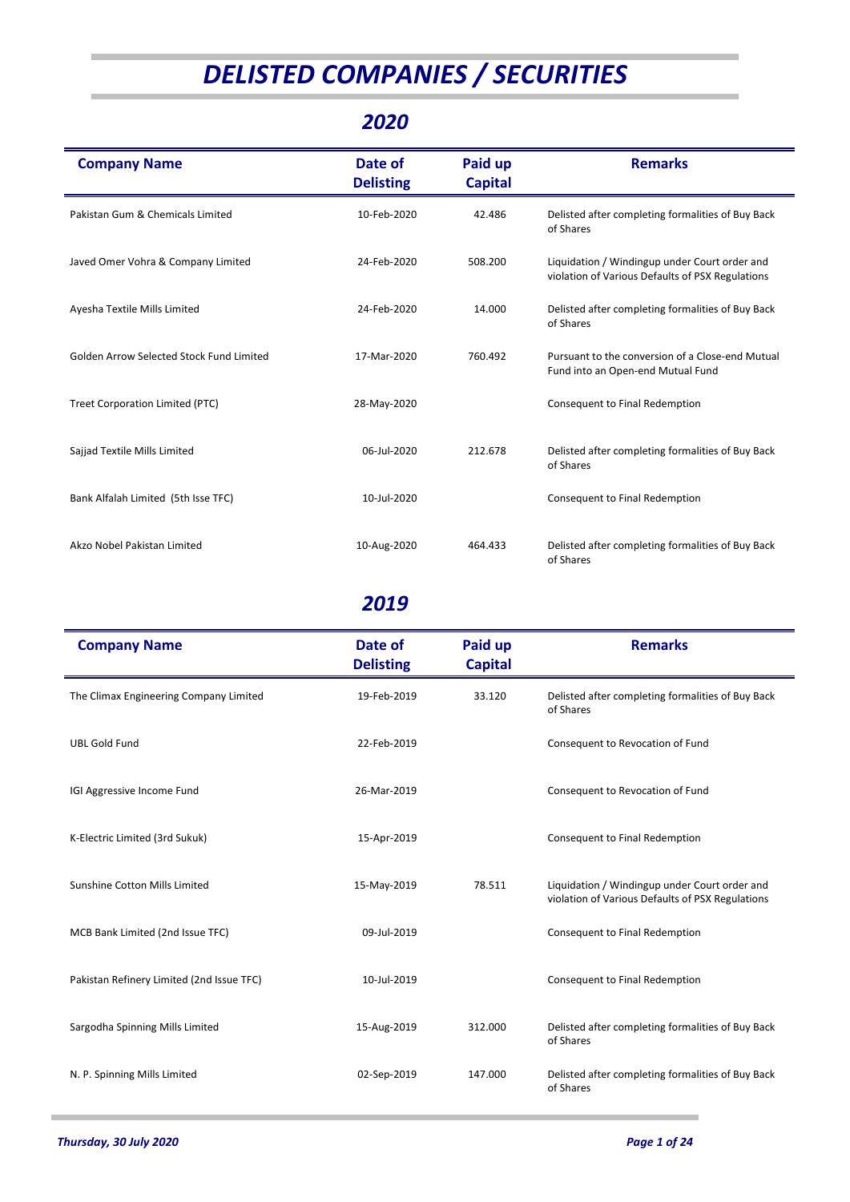# *DELISTED COMPANIES / SECURITIES*

## *2020*

| Company Name | Date of Delisting | Paid up Capital | Remarks |
|---|---|---|---|
| Pakistan Gum & Chemicals Limited | 10-Feb-2020 | 42.486 | Delisted after completing formalities of Buy Back of Shares |
| Javed Omer Vohra & Company Limited | 24-Feb-2020 | 508.200 | Liquidation / Windingup under Court order and violation of Various Defaults of PSX Regulations |
| Ayesha Textile Mills Limited | 24-Feb-2020 | 14.000 | Delisted after completing formalities of Buy Back of Shares |
| Golden Arrow Selected Stock Fund Limited | 17-Mar-2020 | 760.492 | Pursuant to the conversion of a Close-end Mutual Fund into an Open-end Mutual Fund |
| Treet Corporation Limited (PTC) | 28-May-2020 | | Consequent to Final Redemption |
| Sajjad Textile Mills Limited | 06-Jul-2020 | 212.678 | Delisted after completing formalities of Buy Back of Shares |
| Bank Alfalah Limited (5th Isse TFC) | 10-Jul-2020 | | Consequent to Final Redemption |
| Akzo Nobel Pakistan Limited | 10-Aug-2020 | 464.433 | Delisted after completing formalities of Buy Back of Shares |

## *2019*

| Company Name | Date of Delisting | Paid up Capital | Remarks |
|---|---|---|---|
| The Climax Engineering Company Limited | 19-Feb-2019 | 33.120 | Delisted after completing formalities of Buy Back of Shares |
| UBL Gold Fund | 22-Feb-2019 | | Consequent to Revocation of Fund |
| IGI Aggressive Income Fund | 26-Mar-2019 | | Consequent to Revocation of Fund |
| K-Electric Limited (3rd Sukuk) | 15-Apr-2019 | | Consequent to Final Redemption |
| Sunshine Cotton Mills Limited | 15-May-2019 | 78.511 | Liquidation / Windingup under Court order and violation of Various Defaults of PSX Regulations |
| MCB Bank Limited (2nd Issue TFC) | 09-Jul-2019 | | Consequent to Final Redemption |
| Pakistan Refinery Limited (2nd Issue TFC) | 10-Jul-2019 | | Consequent to Final Redemption |
| Sargodha Spinning Mills Limited | 15-Aug-2019 | 312.000 | Delisted after completing formalities of Buy Back of Shares |
| N. P. Spinning Mills Limited | 02-Sep-2019 | 147.000 | Delisted after completing formalities of Buy Back of Shares |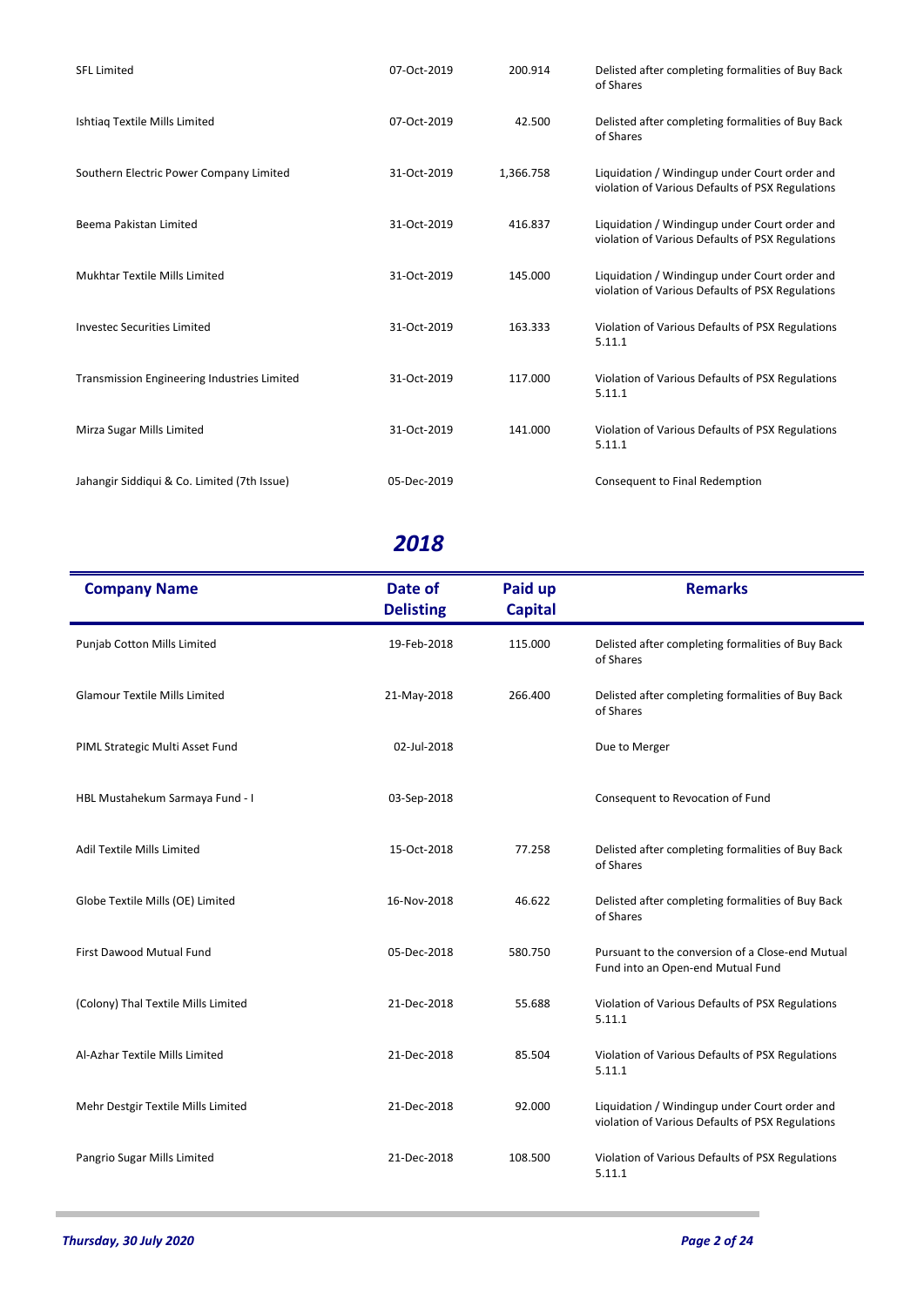| Company Name | Date of Delisting | Paid up Capital | Remarks |
|---|---|---|---|
| SFL Limited | 07-Oct-2019 | 200.914 | Delisted after completing formalities of Buy Back of Shares |
| Ishtiaq Textile Mills Limited | 07-Oct-2019 | 42.500 | Delisted after completing formalities of Buy Back of Shares |
| Southern Electric Power Company Limited | 31-Oct-2019 | 1,366.758 | Liquidation / Windingup under Court order and violation of Various Defaults of PSX Regulations |
| Beema Pakistan Limited | 31-Oct-2019 | 416.837 | Liquidation / Windingup under Court order and violation of Various Defaults of PSX Regulations |
| Mukhtar Textile Mills Limited | 31-Oct-2019 | 145.000 | Liquidation / Windingup under Court order and violation of Various Defaults of PSX Regulations |
| Investec Securities Limited | 31-Oct-2019 | 163.333 | Violation of Various Defaults of PSX Regulations 5.11.1 |
| Transmission Engineering Industries Limited | 31-Oct-2019 | 117.000 | Violation of Various Defaults of PSX Regulations 5.11.1 |
| Mirza Sugar Mills Limited | 31-Oct-2019 | 141.000 | Violation of Various Defaults of PSX Regulations 5.11.1 |
| Jahangir Siddiqui & Co. Limited (7th Issue) | 05-Dec-2019 | | Consequent to Final Redemption |

## *2018*

| Company Name | Date of Delisting | Paid up Capital | Remarks |
|---|---|---|---|
| Punjab Cotton Mills Limited | 19-Feb-2018 | 115.000 | Delisted after completing formalities of Buy Back of Shares |
| Glamour Textile Mills Limited | 21-May-2018 | 266.400 | Delisted after completing formalities of Buy Back of Shares |
| PIML Strategic Multi Asset Fund | 02-Jul-2018 | | Due to Merger |
| HBL Mustahekum Sarmaya Fund - I | 03-Sep-2018 | | Consequent to Revocation of Fund |
| Adil Textile Mills Limited | 15-Oct-2018 | 77.258 | Delisted after completing formalities of Buy Back of Shares |
| Globe Textile Mills (OE) Limited | 16-Nov-2018 | 46.622 | Delisted after completing formalities of Buy Back of Shares |
| First Dawood Mutual Fund | 05-Dec-2018 | 580.750 | Pursuant to the conversion of a Close-end Mutual Fund into an Open-end Mutual Fund |
| (Colony) Thal Textile Mills Limited | 21-Dec-2018 | 55.688 | Violation of Various Defaults of PSX Regulations 5.11.1 |
| Al-Azhar Textile Mills Limited | 21-Dec-2018 | 85.504 | Violation of Various Defaults of PSX Regulations 5.11.1 |
| Mehr Destgir Textile Mills Limited | 21-Dec-2018 | 92.000 | Liquidation / Windingup under Court order and violation of Various Defaults of PSX Regulations |
| Pangrio Sugar Mills Limited | 21-Dec-2018 | 108.500 | Violation of Various Defaults of PSX Regulations 5.11.1 |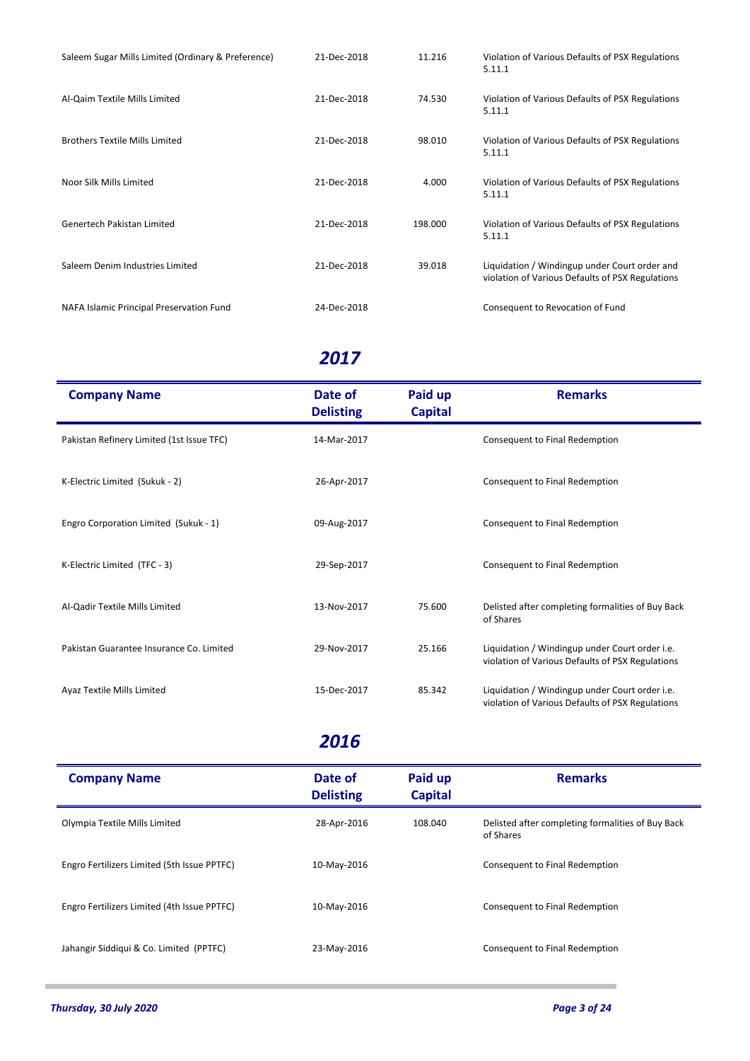| Company Name | Date of Delisting | Paid up Capital | Remarks |
|---|---|---|---|
| Saleem Sugar Mills Limited (Ordinary & Preference) | 21-Dec-2018 | 11.216 | Violation of Various Defaults of PSX Regulations 5.11.1 |
| Al-Qaim Textile Mills Limited | 21-Dec-2018 | 74.530 | Violation of Various Defaults of PSX Regulations 5.11.1 |
| Brothers Textile Mills Limited | 21-Dec-2018 | 98.010 | Violation of Various Defaults of PSX Regulations 5.11.1 |
| Noor Silk Mills Limited | 21-Dec-2018 | 4.000 | Violation of Various Defaults of PSX Regulations 5.11.1 |
| Genertech Pakistan Limited | 21-Dec-2018 | 198.000 | Violation of Various Defaults of PSX Regulations 5.11.1 |
| Saleem Denim Industries Limited | 21-Dec-2018 | 39.018 | Liquidation / Windingup under Court order and violation of Various Defaults of PSX Regulations |
| NAFA Islamic Principal Preservation Fund | 24-Dec-2018 | | Consequent to Revocation of Fund |

## *2017*

| Company Name | Date of Delisting | Paid up Capital | Remarks |
|---|---|---|---|
| Pakistan Refinery Limited (1st Issue TFC) | 14-Mar-2017 | | Consequent to Final Redemption |
| K-Electric Limited (Sukuk - 2) | 26-Apr-2017 | | Consequent to Final Redemption |
| Engro Corporation Limited (Sukuk - 1) | 09-Aug-2017 | | Consequent to Final Redemption |
| K-Electric Limited (TFC - 3) | 29-Sep-2017 | | Consequent to Final Redemption |
| Al-Qadir Textile Mills Limited | 13-Nov-2017 | 75.600 | Delisted after completing formalities of Buy Back of Shares |
| Pakistan Guarantee Insurance Co. Limited | 29-Nov-2017 | 25.166 | Liquidation / Windingup under Court order i.e. violation of Various Defaults of PSX Regulations |
| Ayaz Textile Mills Limited | 15-Dec-2017 | 85.342 | Liquidation / Windingup under Court order i.e. violation of Various Defaults of PSX Regulations |

## *2016*

| Company Name | Date of Delisting | Paid up Capital | Remarks |
|---|---|---|---|
| Olympia Textile Mills Limited | 28-Apr-2016 | 108.040 | Delisted after completing formalities of Buy Back of Shares |
| Engro Fertilizers Limited (5th Issue PPTFC) | 10-May-2016 | | Consequent to Final Redemption |
| Engro Fertilizers Limited (4th Issue PPTFC) | 10-May-2016 | | Consequent to Final Redemption |
| Jahangir Siddiqui & Co. Limited (PPTFC) | 23-May-2016 | | Consequent to Final Redemption |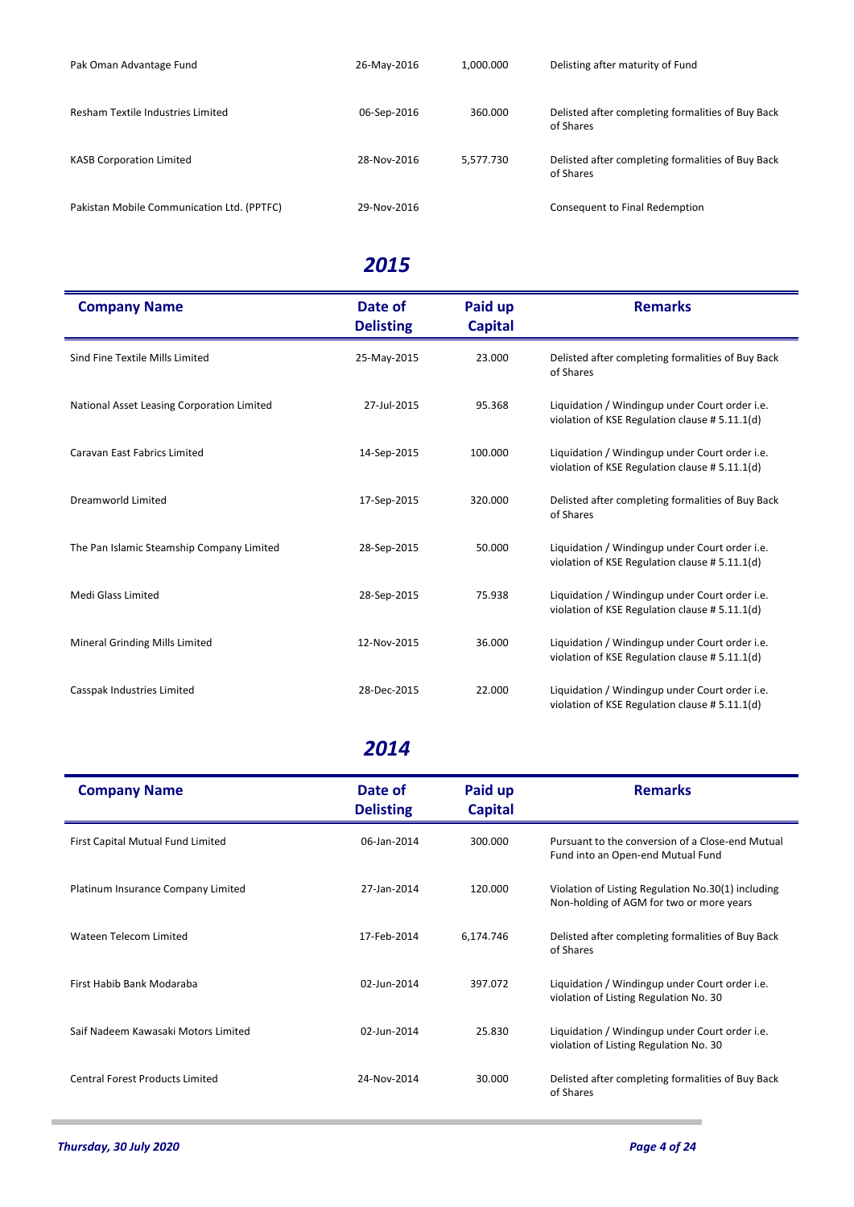| Company Name | Date of Delisting | Paid up Capital | Remarks |
|---|---|---|---|
| Pak Oman Advantage Fund | 26-May-2016 | 1,000.000 | Delisting after maturity of Fund |
| Resham Textile Industries Limited | 06-Sep-2016 | 360.000 | Delisted after completing formalities of Buy Back of Shares |
| KASB Corporation Limited | 28-Nov-2016 | 5,577.730 | Delisted after completing formalities of Buy Back of Shares |
| Pakistan Mobile Communication Ltd. (PPTFC) | 29-Nov-2016 | | Consequent to Final Redemption |

## *2015*

| Company Name | Date of Delisting | Paid up Capital | Remarks |
|---|---|---|---|
| Sind Fine Textile Mills Limited | 25-May-2015 | 23.000 | Delisted after completing formalities of Buy Back of Shares |
| National Asset Leasing Corporation Limited | 27-Jul-2015 | 95.368 | Liquidation / Windingup under Court order i.e. violation of KSE Regulation clause # 5.11.1(d) |
| Caravan East Fabrics Limited | 14-Sep-2015 | 100.000 | Liquidation / Windingup under Court order i.e. violation of KSE Regulation clause # 5.11.1(d) |
| Dreamworld Limited | 17-Sep-2015 | 320.000 | Delisted after completing formalities of Buy Back of Shares |
| The Pan Islamic Steamship Company Limited | 28-Sep-2015 | 50.000 | Liquidation / Windingup under Court order i.e. violation of KSE Regulation clause # 5.11.1(d) |
| Medi Glass Limited | 28-Sep-2015 | 75.938 | Liquidation / Windingup under Court order i.e. violation of KSE Regulation clause # 5.11.1(d) |
| Mineral Grinding Mills Limited | 12-Nov-2015 | 36.000 | Liquidation / Windingup under Court order i.e. violation of KSE Regulation clause # 5.11.1(d) |
| Casspak Industries Limited | 28-Dec-2015 | 22.000 | Liquidation / Windingup under Court order i.e. violation of KSE Regulation clause # 5.11.1(d) |

## *2014*

| Company Name | Date of Delisting | Paid up Capital | Remarks |
|---|---|---|---|
| First Capital Mutual Fund Limited | 06-Jan-2014 | 300.000 | Pursuant to the conversion of a Close-end Mutual Fund into an Open-end Mutual Fund |
| Platinum Insurance Company Limited | 27-Jan-2014 | 120.000 | Violation of Listing Regulation No.30(1) including Non-holding of AGM for two or more years |
| Wateen Telecom Limited | 17-Feb-2014 | 6,174.746 | Delisted after completing formalities of Buy Back of Shares |
| First Habib Bank Modaraba | 02-Jun-2014 | 397.072 | Liquidation / Windingup under Court order i.e. violation of Listing Regulation No. 30 |
| Saif Nadeem Kawasaki Motors Limited | 02-Jun-2014 | 25.830 | Liquidation / Windingup under Court order i.e. violation of Listing Regulation No. 30 |
| Central Forest Products Limited | 24-Nov-2014 | 30.000 | Delisted after completing formalities of Buy Back of Shares |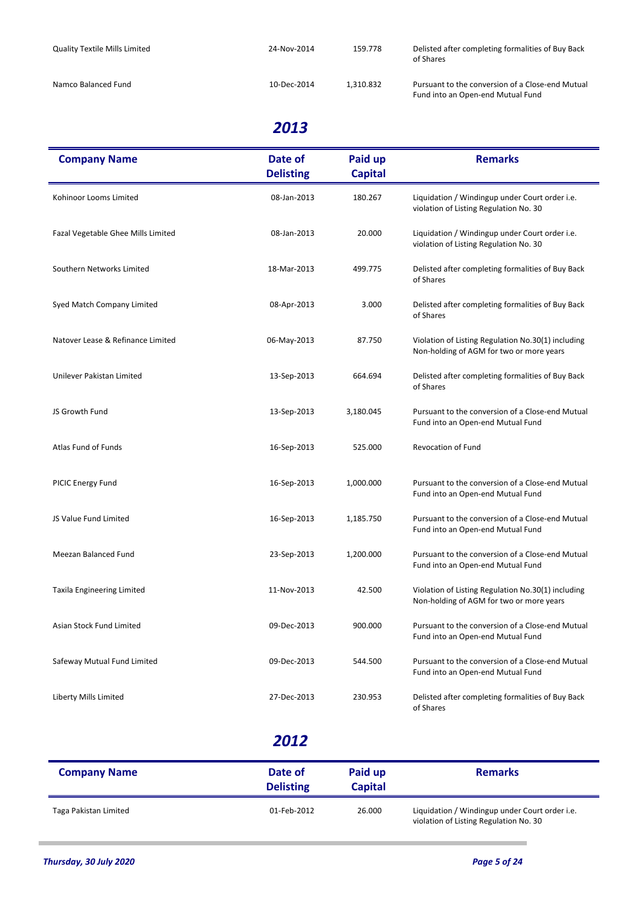| Company Name | Date of Delisting | Paid up Capital | Remarks |
|---|---|---|---|
| Quality Textile Mills Limited | 24-Nov-2014 | 159.778 | Delisted after completing formalities of Buy Back of Shares |
| Namco Balanced Fund | 10-Dec-2014 | 1,310.832 | Pursuant to the conversion of a Close-end Mutual Fund into an Open-end Mutual Fund |

## 2013

| Company Name | Date of Delisting | Paid up Capital | Remarks |
|---|---|---|---|
| Kohinoor Looms Limited | 08-Jan-2013 | 180.267 | Liquidation / Windingup under Court order i.e. violation of Listing Regulation No. 30 |
| Fazal Vegetable Ghee Mills Limited | 08-Jan-2013 | 20.000 | Liquidation / Windingup under Court order i.e. violation of Listing Regulation No. 30 |
| Southern Networks Limited | 18-Mar-2013 | 499.775 | Delisted after completing formalities of Buy Back of Shares |
| Syed Match Company Limited | 08-Apr-2013 | 3.000 | Delisted after completing formalities of Buy Back of Shares |
| Natover Lease & Refinance Limited | 06-May-2013 | 87.750 | Violation of Listing Regulation No.30(1) including Non-holding of AGM for two or more years |
| Unilever Pakistan Limited | 13-Sep-2013 | 664.694 | Delisted after completing formalities of Buy Back of Shares |
| JS Growth Fund | 13-Sep-2013 | 3,180.045 | Pursuant to the conversion of a Close-end Mutual Fund into an Open-end Mutual Fund |
| Atlas Fund of Funds | 16-Sep-2013 | 525.000 | Revocation of Fund |
| PICIC Energy Fund | 16-Sep-2013 | 1,000.000 | Pursuant to the conversion of a Close-end Mutual Fund into an Open-end Mutual Fund |
| JS Value Fund Limited | 16-Sep-2013 | 1,185.750 | Pursuant to the conversion of a Close-end Mutual Fund into an Open-end Mutual Fund |
| Meezan Balanced Fund | 23-Sep-2013 | 1,200.000 | Pursuant to the conversion of a Close-end Mutual Fund into an Open-end Mutual Fund |
| Taxila Engineering Limited | 11-Nov-2013 | 42.500 | Violation of Listing Regulation No.30(1) including Non-holding of AGM for two or more years |
| Asian Stock Fund Limited | 09-Dec-2013 | 900.000 | Pursuant to the conversion of a Close-end Mutual Fund into an Open-end Mutual Fund |
| Safeway Mutual Fund Limited | 09-Dec-2013 | 544.500 | Pursuant to the conversion of a Close-end Mutual Fund into an Open-end Mutual Fund |
| Liberty Mills Limited | 27-Dec-2013 | 230.953 | Delisted after completing formalities of Buy Back of Shares |

## 2012

| Company Name | Date of Delisting | Paid up Capital | Remarks |
|---|---|---|---|
| Taga Pakistan Limited | 01-Feb-2012 | 26.000 | Liquidation / Windingup under Court order i.e. violation of Listing Regulation No. 30 |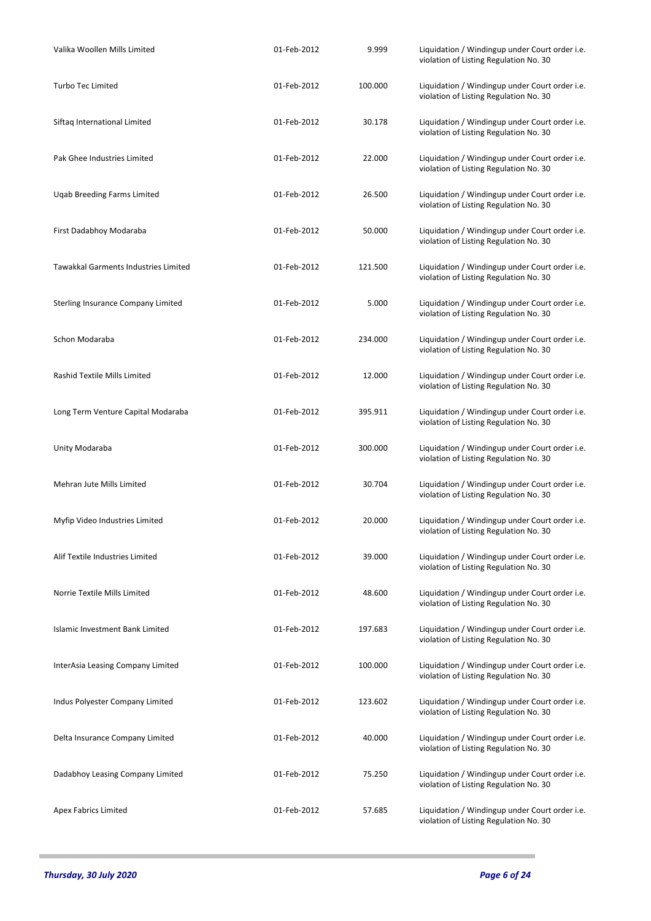| | | | |
|---|---|---|---|
| Valika Woollen Mills Limited | 01-Feb-2012 | 9.999 | Liquidation / Windingup under Court order i.e. violation of Listing Regulation No. 30 |
| Turbo Tec Limited | 01-Feb-2012 | 100.000 | Liquidation / Windingup under Court order i.e. violation of Listing Regulation No. 30 |
| Siftaq International Limited | 01-Feb-2012 | 30.178 | Liquidation / Windingup under Court order i.e. violation of Listing Regulation No. 30 |
| Pak Ghee Industries Limited | 01-Feb-2012 | 22.000 | Liquidation / Windingup under Court order i.e. violation of Listing Regulation No. 30 |
| Uqab Breeding Farms Limited | 01-Feb-2012 | 26.500 | Liquidation / Windingup under Court order i.e. violation of Listing Regulation No. 30 |
| First Dadabhoy Modaraba | 01-Feb-2012 | 50.000 | Liquidation / Windingup under Court order i.e. violation of Listing Regulation No. 30 |
| Tawakkal Garments Industries Limited | 01-Feb-2012 | 121.500 | Liquidation / Windingup under Court order i.e. violation of Listing Regulation No. 30 |
| Sterling Insurance Company Limited | 01-Feb-2012 | 5.000 | Liquidation / Windingup under Court order i.e. violation of Listing Regulation No. 30 |
| Schon Modaraba | 01-Feb-2012 | 234.000 | Liquidation / Windingup under Court order i.e. violation of Listing Regulation No. 30 |
| Rashid Textile Mills Limited | 01-Feb-2012 | 12.000 | Liquidation / Windingup under Court order i.e. violation of Listing Regulation No. 30 |
| Long Term Venture Capital Modaraba | 01-Feb-2012 | 395.911 | Liquidation / Windingup under Court order i.e. violation of Listing Regulation No. 30 |
| Unity Modaraba | 01-Feb-2012 | 300.000 | Liquidation / Windingup under Court order i.e. violation of Listing Regulation No. 30 |
| Mehran Jute Mills Limited | 01-Feb-2012 | 30.704 | Liquidation / Windingup under Court order i.e. violation of Listing Regulation No. 30 |
| Myfip Video Industries Limited | 01-Feb-2012 | 20.000 | Liquidation / Windingup under Court order i.e. violation of Listing Regulation No. 30 |
| Alif Textile Industries Limited | 01-Feb-2012 | 39.000 | Liquidation / Windingup under Court order i.e. violation of Listing Regulation No. 30 |
| Norrie Textile Mills Limited | 01-Feb-2012 | 48.600 | Liquidation / Windingup under Court order i.e. violation of Listing Regulation No. 30 |
| Islamic Investment Bank Limited | 01-Feb-2012 | 197.683 | Liquidation / Windingup under Court order i.e. violation of Listing Regulation No. 30 |
| InterAsia Leasing Company Limited | 01-Feb-2012 | 100.000 | Liquidation / Windingup under Court order i.e. violation of Listing Regulation No. 30 |
| Indus Polyester Company Limited | 01-Feb-2012 | 123.602 | Liquidation / Windingup under Court order i.e. violation of Listing Regulation No. 30 |
| Delta Insurance Company Limited | 01-Feb-2012 | 40.000 | Liquidation / Windingup under Court order i.e. violation of Listing Regulation No. 30 |
| Dadabhoy Leasing Company Limited | 01-Feb-2012 | 75.250 | Liquidation / Windingup under Court order i.e. violation of Listing Regulation No. 30 |
| Apex Fabrics Limited | 01-Feb-2012 | 57.685 | Liquidation / Windingup under Court order i.e. violation of Listing Regulation No. 30 |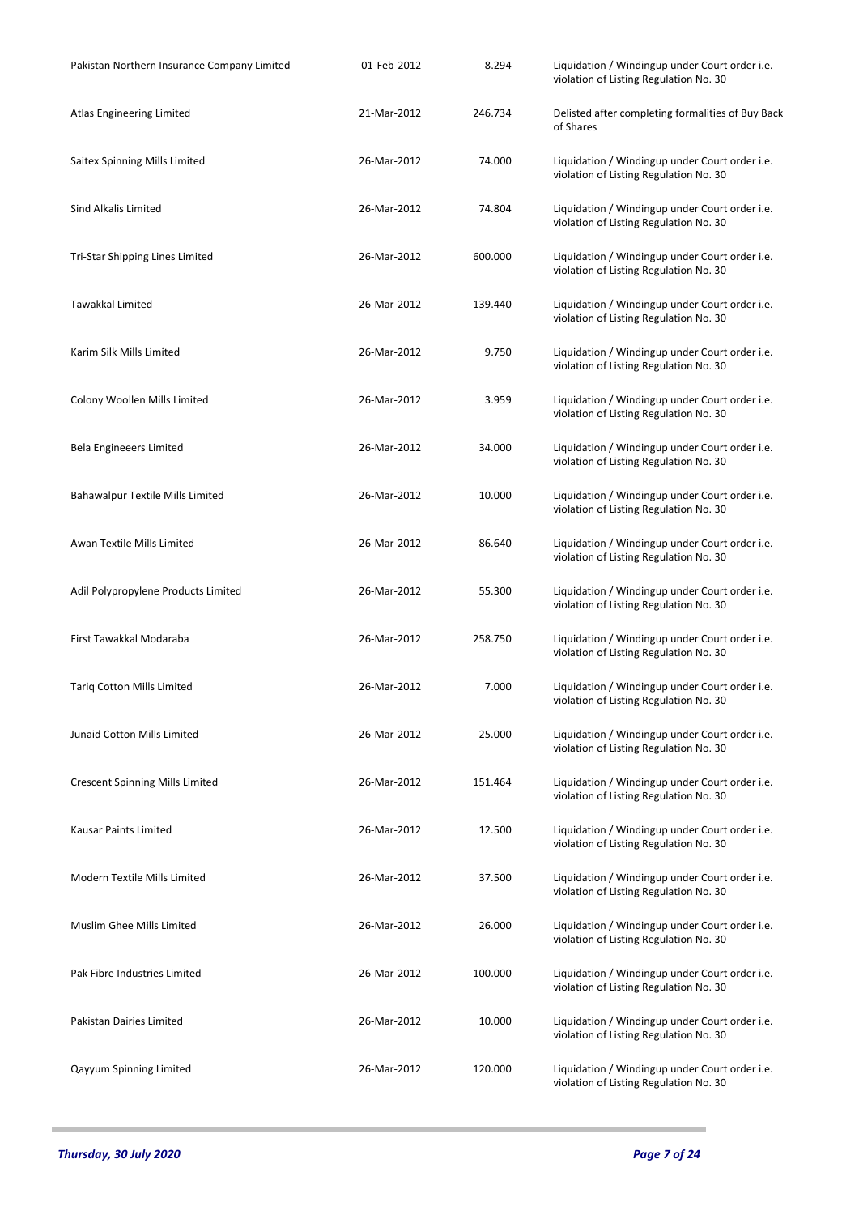| | | | |
|---|---|---|---|
| Pakistan Northern Insurance Company Limited | 01-Feb-2012 | 8.294 | Liquidation / Windingup under Court order i.e. violation of Listing Regulation No. 30 |
| Atlas Engineering Limited | 21-Mar-2012 | 246.734 | Delisted after completing formalities of Buy Back of Shares |
| Saitex Spinning Mills Limited | 26-Mar-2012 | 74.000 | Liquidation / Windingup under Court order i.e. violation of Listing Regulation No. 30 |
| Sind Alkalis Limited | 26-Mar-2012 | 74.804 | Liquidation / Windingup under Court order i.e. violation of Listing Regulation No. 30 |
| Tri-Star Shipping Lines Limited | 26-Mar-2012 | 600.000 | Liquidation / Windingup under Court order i.e. violation of Listing Regulation No. 30 |
| Tawakkal Limited | 26-Mar-2012 | 139.440 | Liquidation / Windingup under Court order i.e. violation of Listing Regulation No. 30 |
| Karim Silk Mills Limited | 26-Mar-2012 | 9.750 | Liquidation / Windingup under Court order i.e. violation of Listing Regulation No. 30 |
| Colony Woollen Mills Limited | 26-Mar-2012 | 3.959 | Liquidation / Windingup under Court order i.e. violation of Listing Regulation No. 30 |
| Bela Engineeers Limited | 26-Mar-2012 | 34.000 | Liquidation / Windingup under Court order i.e. violation of Listing Regulation No. 30 |
| Bahawalpur Textile Mills Limited | 26-Mar-2012 | 10.000 | Liquidation / Windingup under Court order i.e. violation of Listing Regulation No. 30 |
| Awan Textile Mills Limited | 26-Mar-2012 | 86.640 | Liquidation / Windingup under Court order i.e. violation of Listing Regulation No. 30 |
| Adil Polypropylene Products Limited | 26-Mar-2012 | 55.300 | Liquidation / Windingup under Court order i.e. violation of Listing Regulation No. 30 |
| First Tawakkal Modaraba | 26-Mar-2012 | 258.750 | Liquidation / Windingup under Court order i.e. violation of Listing Regulation No. 30 |
| Tariq Cotton Mills Limited | 26-Mar-2012 | 7.000 | Liquidation / Windingup under Court order i.e. violation of Listing Regulation No. 30 |
| Junaid Cotton Mills Limited | 26-Mar-2012 | 25.000 | Liquidation / Windingup under Court order i.e. violation of Listing Regulation No. 30 |
| Crescent Spinning Mills Limited | 26-Mar-2012 | 151.464 | Liquidation / Windingup under Court order i.e. violation of Listing Regulation No. 30 |
| Kausar Paints Limited | 26-Mar-2012 | 12.500 | Liquidation / Windingup under Court order i.e. violation of Listing Regulation No. 30 |
| Modern Textile Mills Limited | 26-Mar-2012 | 37.500 | Liquidation / Windingup under Court order i.e. violation of Listing Regulation No. 30 |
| Muslim Ghee Mills Limited | 26-Mar-2012 | 26.000 | Liquidation / Windingup under Court order i.e. violation of Listing Regulation No. 30 |
| Pak Fibre Industries Limited | 26-Mar-2012 | 100.000 | Liquidation / Windingup under Court order i.e. violation of Listing Regulation No. 30 |
| Pakistan Dairies Limited | 26-Mar-2012 | 10.000 | Liquidation / Windingup under Court order i.e. violation of Listing Regulation No. 30 |
| Qayyum Spinning Limited | 26-Mar-2012 | 120.000 | Liquidation / Windingup under Court order i.e. violation of Listing Regulation No. 30 |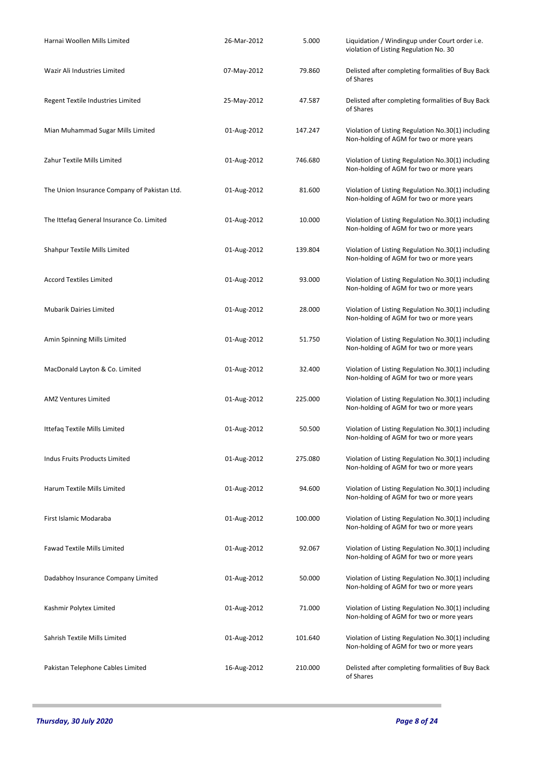| | | | |
|---|---|---|---|
| Harnai Woollen Mills Limited | 26-Mar-2012 | 5.000 | Liquidation / Windingup under Court order i.e. violation of Listing Regulation No. 30 |
| Wazir Ali Industries Limited | 07-May-2012 | 79.860 | Delisted after completing formalities of Buy Back of Shares |
| Regent Textile Industries Limited | 25-May-2012 | 47.587 | Delisted after completing formalities of Buy Back of Shares |
| Mian Muhammad Sugar Mills Limited | 01-Aug-2012 | 147.247 | Violation of Listing Regulation No.30(1) including Non-holding of AGM for two or more years |
| Zahur Textile Mills Limited | 01-Aug-2012 | 746.680 | Violation of Listing Regulation No.30(1) including Non-holding of AGM for two or more years |
| The Union Insurance Company of Pakistan Ltd. | 01-Aug-2012 | 81.600 | Violation of Listing Regulation No.30(1) including Non-holding of AGM for two or more years |
| The Ittefaq General Insurance Co. Limited | 01-Aug-2012 | 10.000 | Violation of Listing Regulation No.30(1) including Non-holding of AGM for two or more years |
| Shahpur Textile Mills Limited | 01-Aug-2012 | 139.804 | Violation of Listing Regulation No.30(1) including Non-holding of AGM for two or more years |
| Accord Textiles Limited | 01-Aug-2012 | 93.000 | Violation of Listing Regulation No.30(1) including Non-holding of AGM for two or more years |
| Mubarik Dairies Limited | 01-Aug-2012 | 28.000 | Violation of Listing Regulation No.30(1) including Non-holding of AGM for two or more years |
| Amin Spinning Mills Limited | 01-Aug-2012 | 51.750 | Violation of Listing Regulation No.30(1) including Non-holding of AGM for two or more years |
| MacDonald Layton & Co. Limited | 01-Aug-2012 | 32.400 | Violation of Listing Regulation No.30(1) including Non-holding of AGM for two or more years |
| AMZ Ventures Limited | 01-Aug-2012 | 225.000 | Violation of Listing Regulation No.30(1) including Non-holding of AGM for two or more years |
| Ittefaq Textile Mills Limited | 01-Aug-2012 | 50.500 | Violation of Listing Regulation No.30(1) including Non-holding of AGM for two or more years |
| Indus Fruits Products Limited | 01-Aug-2012 | 275.080 | Violation of Listing Regulation No.30(1) including Non-holding of AGM for two or more years |
| Harum Textile Mills Limited | 01-Aug-2012 | 94.600 | Violation of Listing Regulation No.30(1) including Non-holding of AGM for two or more years |
| First Islamic Modaraba | 01-Aug-2012 | 100.000 | Violation of Listing Regulation No.30(1) including Non-holding of AGM for two or more years |
| Fawad Textile Mills Limited | 01-Aug-2012 | 92.067 | Violation of Listing Regulation No.30(1) including Non-holding of AGM for two or more years |
| Dadabhoy Insurance Company Limited | 01-Aug-2012 | 50.000 | Violation of Listing Regulation No.30(1) including Non-holding of AGM for two or more years |
| Kashmir Polytex Limited | 01-Aug-2012 | 71.000 | Violation of Listing Regulation No.30(1) including Non-holding of AGM for two or more years |
| Sahrish Textile Mills Limited | 01-Aug-2012 | 101.640 | Violation of Listing Regulation No.30(1) including Non-holding of AGM for two or more years |
| Pakistan Telephone Cables Limited | 16-Aug-2012 | 210.000 | Delisted after completing formalities of Buy Back of Shares |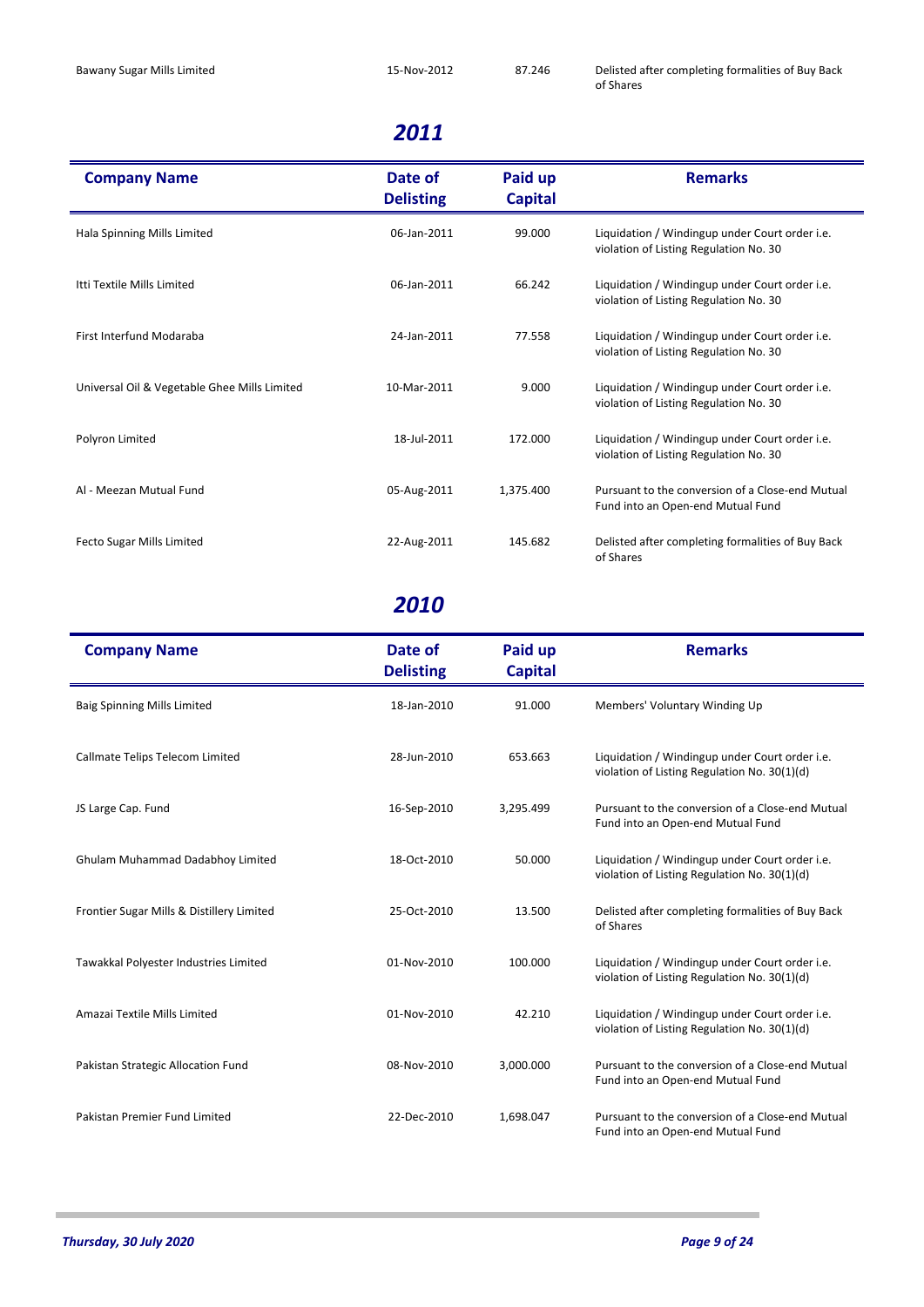| Bawany Sugar Mills Limited | 15-Nov-2012 | 87.246 | Delisted after completing formalities of Buy Back of Shares |
|---|---|---|---|

## 2011

| Company Name | Date of Delisting | Paid up Capital | Remarks |
|---|---|---|---|
| Hala Spinning Mills Limited | 06-Jan-2011 | 99.000 | Liquidation / Windingup under Court order i.e. violation of Listing Regulation No. 30 |
| Itti Textile Mills Limited | 06-Jan-2011 | 66.242 | Liquidation / Windingup under Court order i.e. violation of Listing Regulation No. 30 |
| First Interfund Modaraba | 24-Jan-2011 | 77.558 | Liquidation / Windingup under Court order i.e. violation of Listing Regulation No. 30 |
| Universal Oil & Vegetable Ghee Mills Limited | 10-Mar-2011 | 9.000 | Liquidation / Windingup under Court order i.e. violation of Listing Regulation No. 30 |
| Polyron Limited | 18-Jul-2011 | 172.000 | Liquidation / Windingup under Court order i.e. violation of Listing Regulation No. 30 |
| Al - Meezan Mutual Fund | 05-Aug-2011 | 1,375.400 | Pursuant to the conversion of a Close-end Mutual Fund into an Open-end Mutual Fund |
| Fecto Sugar Mills Limited | 22-Aug-2011 | 145.682 | Delisted after completing formalities of Buy Back of Shares |

## 2010

| Company Name | Date of Delisting | Paid up Capital | Remarks |
|---|---|---|---|
| Baig Spinning Mills Limited | 18-Jan-2010 | 91.000 | Members' Voluntary Winding Up |
| Callmate Telips Telecom Limited | 28-Jun-2010 | 653.663 | Liquidation / Windingup under Court order i.e. violation of Listing Regulation No. 30(1)(d) |
| JS Large Cap. Fund | 16-Sep-2010 | 3,295.499 | Pursuant to the conversion of a Close-end Mutual Fund into an Open-end Mutual Fund |
| Ghulam Muhammad Dadabhoy Limited | 18-Oct-2010 | 50.000 | Liquidation / Windingup under Court order i.e. violation of Listing Regulation No. 30(1)(d) |
| Frontier Sugar Mills & Distillery Limited | 25-Oct-2010 | 13.500 | Delisted after completing formalities of Buy Back of Shares |
| Tawakkal Polyester Industries Limited | 01-Nov-2010 | 100.000 | Liquidation / Windingup under Court order i.e. violation of Listing Regulation No. 30(1)(d) |
| Amazai Textile Mills Limited | 01-Nov-2010 | 42.210 | Liquidation / Windingup under Court order i.e. violation of Listing Regulation No. 30(1)(d) |
| Pakistan Strategic Allocation Fund | 08-Nov-2010 | 3,000.000 | Pursuant to the conversion of a Close-end Mutual Fund into an Open-end Mutual Fund |
| Pakistan Premier Fund Limited | 22-Dec-2010 | 1,698.047 | Pursuant to the conversion of a Close-end Mutual Fund into an Open-end Mutual Fund |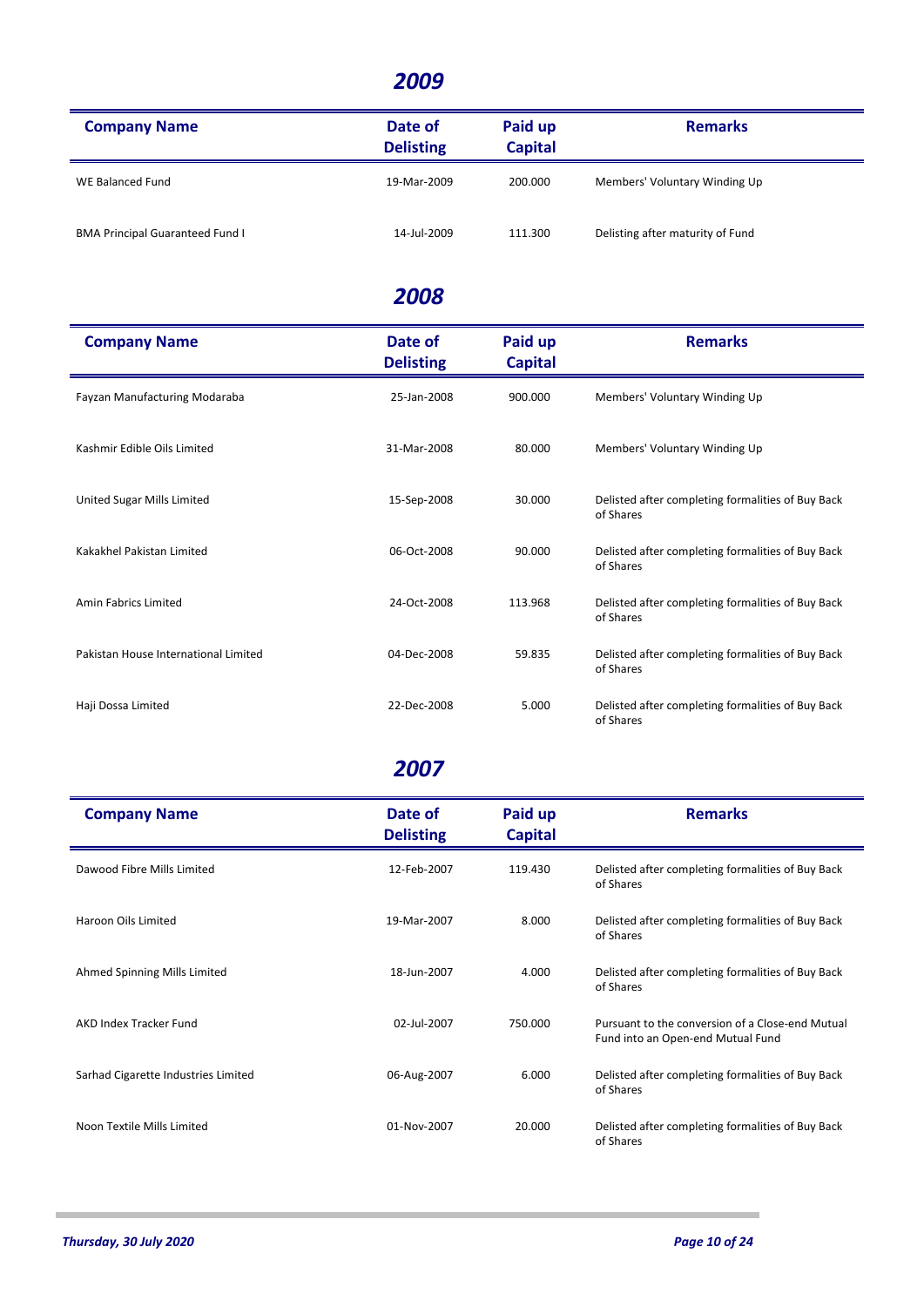## *2009*

| Company Name | Date of Delisting | Paid up Capital | Remarks |
|---|---|---|---|
| WE Balanced Fund | 19-Mar-2009 | 200.000 | Members' Voluntary Winding Up |
| BMA Principal Guaranteed Fund I | 14-Jul-2009 | 111.300 | Delisting after maturity of Fund |

## *2008*

| Company Name | Date of Delisting | Paid up Capital | Remarks |
|---|---|---|---|
| Fayzan Manufacturing Modaraba | 25-Jan-2008 | 900.000 | Members' Voluntary Winding Up |
| Kashmir Edible Oils Limited | 31-Mar-2008 | 80.000 | Members' Voluntary Winding Up |
| United Sugar Mills Limited | 15-Sep-2008 | 30.000 | Delisted after completing formalities of Buy Back of Shares |
| Kakakhel Pakistan Limited | 06-Oct-2008 | 90.000 | Delisted after completing formalities of Buy Back of Shares |
| Amin Fabrics Limited | 24-Oct-2008 | 113.968 | Delisted after completing formalities of Buy Back of Shares |
| Pakistan House International Limited | 04-Dec-2008 | 59.835 | Delisted after completing formalities of Buy Back of Shares |
| Haji Dossa Limited | 22-Dec-2008 | 5.000 | Delisted after completing formalities of Buy Back of Shares |

## *2007*

| Company Name | Date of Delisting | Paid up Capital | Remarks |
|---|---|---|---|
| Dawood Fibre Mills Limited | 12-Feb-2007 | 119.430 | Delisted after completing formalities of Buy Back of Shares |
| Haroon Oils Limited | 19-Mar-2007 | 8.000 | Delisted after completing formalities of Buy Back of Shares |
| Ahmed Spinning Mills Limited | 18-Jun-2007 | 4.000 | Delisted after completing formalities of Buy Back of Shares |
| AKD Index Tracker Fund | 02-Jul-2007 | 750.000 | Pursuant to the conversion of a Close-end Mutual Fund into an Open-end Mutual Fund |
| Sarhad Cigarette Industries Limited | 06-Aug-2007 | 6.000 | Delisted after completing formalities of Buy Back of Shares |
| Noon Textile Mills Limited | 01-Nov-2007 | 20.000 | Delisted after completing formalities of Buy Back of Shares |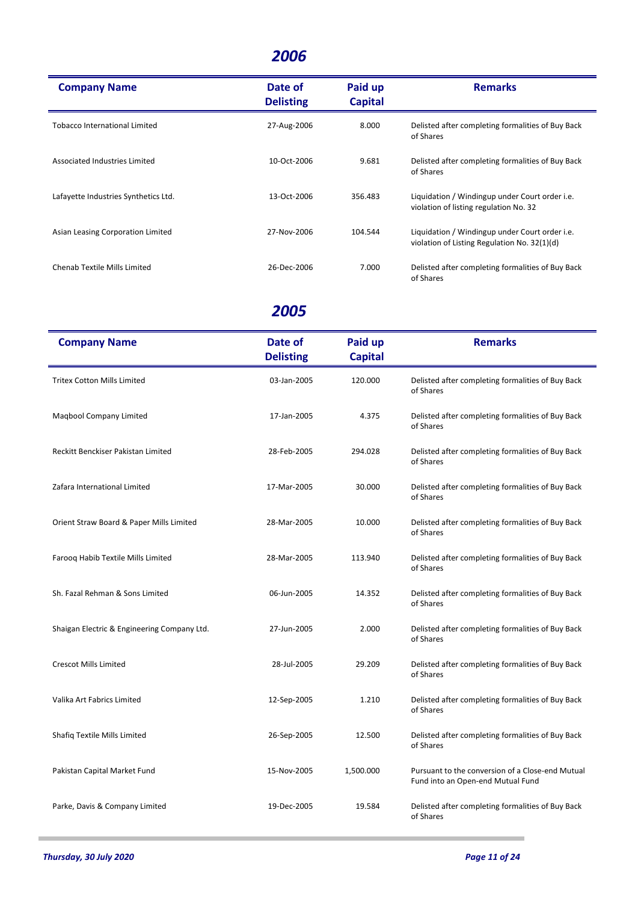## *2006*

| Company Name | Date of Delisting | Paid up Capital | Remarks |
|---|---|---|---|
| Tobacco International Limited | 27-Aug-2006 | 8.000 | Delisted after completing formalities of Buy Back of Shares |
| Associated Industries Limited | 10-Oct-2006 | 9.681 | Delisted after completing formalities of Buy Back of Shares |
| Lafayette Industries Synthetics Ltd. | 13-Oct-2006 | 356.483 | Liquidation / Windingup under Court order i.e. violation of listing regulation No. 32 |
| Asian Leasing Corporation Limited | 27-Nov-2006 | 104.544 | Liquidation / Windingup under Court order i.e. violation of Listing Regulation No. 32(1)(d) |
| Chenab Textile Mills Limited | 26-Dec-2006 | 7.000 | Delisted after completing formalities of Buy Back of Shares |

## *2005*

| Company Name | Date of Delisting | Paid up Capital | Remarks |
|---|---|---|---|
| Tritex Cotton Mills Limited | 03-Jan-2005 | 120.000 | Delisted after completing formalities of Buy Back of Shares |
| Maqbool Company Limited | 17-Jan-2005 | 4.375 | Delisted after completing formalities of Buy Back of Shares |
| Reckitt Benckiser Pakistan Limited | 28-Feb-2005 | 294.028 | Delisted after completing formalities of Buy Back of Shares |
| Zafara International Limited | 17-Mar-2005 | 30.000 | Delisted after completing formalities of Buy Back of Shares |
| Orient Straw Board & Paper Mills Limited | 28-Mar-2005 | 10.000 | Delisted after completing formalities of Buy Back of Shares |
| Farooq Habib Textile Mills Limited | 28-Mar-2005 | 113.940 | Delisted after completing formalities of Buy Back of Shares |
| Sh. Fazal Rehman & Sons Limited | 06-Jun-2005 | 14.352 | Delisted after completing formalities of Buy Back of Shares |
| Shaigan Electric & Engineering Company Ltd. | 27-Jun-2005 | 2.000 | Delisted after completing formalities of Buy Back of Shares |
| Crescot Mills Limited | 28-Jul-2005 | 29.209 | Delisted after completing formalities of Buy Back of Shares |
| Valika Art Fabrics Limited | 12-Sep-2005 | 1.210 | Delisted after completing formalities of Buy Back of Shares |
| Shafiq Textile Mills Limited | 26-Sep-2005 | 12.500 | Delisted after completing formalities of Buy Back of Shares |
| Pakistan Capital Market Fund | 15-Nov-2005 | 1,500.000 | Pursuant to the conversion of a Close-end Mutual Fund into an Open-end Mutual Fund |
| Parke, Davis & Company Limited | 19-Dec-2005 | 19.584 | Delisted after completing formalities of Buy Back of Shares |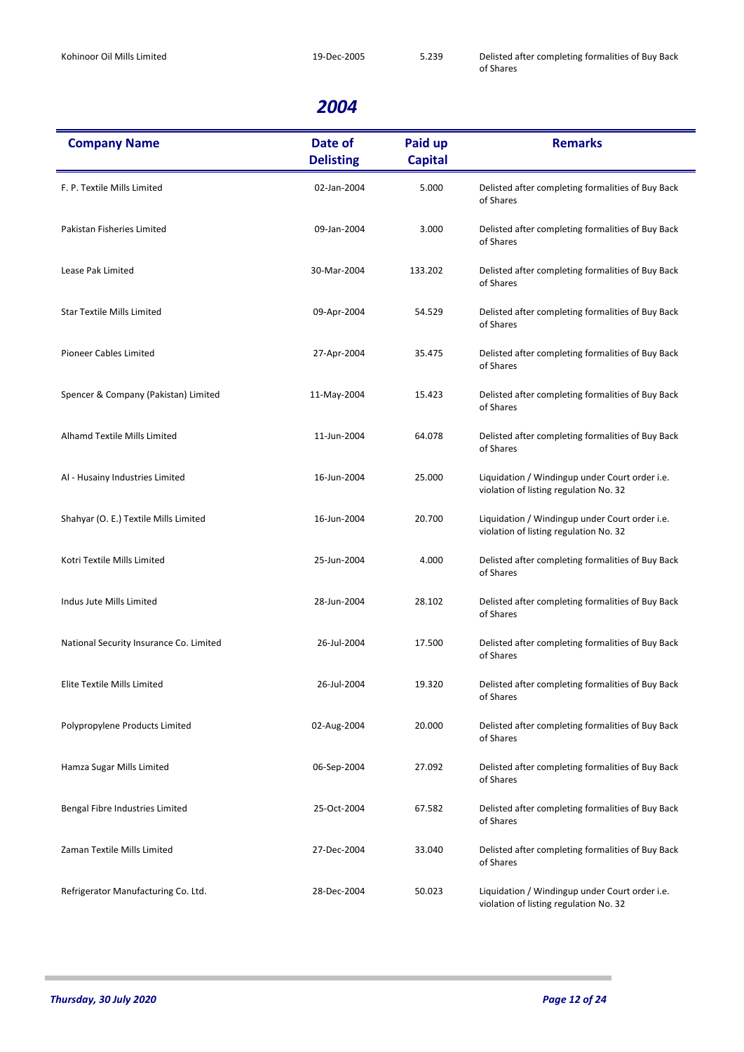| Kohinoor Oil Mills Limited | 19-Dec-2005 | 5.239 | Delisted after completing formalities of Buy Back of Shares |
|---|---|---|---|

## 2004

| Company Name | Date of Delisting | Paid up Capital | Remarks |
|---|---|---|---|
| F. P. Textile Mills Limited | 02-Jan-2004 | 5.000 | Delisted after completing formalities of Buy Back of Shares |
| Pakistan Fisheries Limited | 09-Jan-2004 | 3.000 | Delisted after completing formalities of Buy Back of Shares |
| Lease Pak Limited | 30-Mar-2004 | 133.202 | Delisted after completing formalities of Buy Back of Shares |
| Star Textile Mills Limited | 09-Apr-2004 | 54.529 | Delisted after completing formalities of Buy Back of Shares |
| Pioneer Cables Limited | 27-Apr-2004 | 35.475 | Delisted after completing formalities of Buy Back of Shares |
| Spencer & Company (Pakistan) Limited | 11-May-2004 | 15.423 | Delisted after completing formalities of Buy Back of Shares |
| Alhamd Textile Mills Limited | 11-Jun-2004 | 64.078 | Delisted after completing formalities of Buy Back of Shares |
| Al - Husainy Industries Limited | 16-Jun-2004 | 25.000 | Liquidation / Windingup under Court order i.e. violation of listing regulation No. 32 |
| Shahyar (O. E.) Textile Mills Limited | 16-Jun-2004 | 20.700 | Liquidation / Windingup under Court order i.e. violation of listing regulation No. 32 |
| Kotri Textile Mills Limited | 25-Jun-2004 | 4.000 | Delisted after completing formalities of Buy Back of Shares |
| Indus Jute Mills Limited | 28-Jun-2004 | 28.102 | Delisted after completing formalities of Buy Back of Shares |
| National Security Insurance Co. Limited | 26-Jul-2004 | 17.500 | Delisted after completing formalities of Buy Back of Shares |
| Elite Textile Mills Limited | 26-Jul-2004 | 19.320 | Delisted after completing formalities of Buy Back of Shares |
| Polypropylene Products Limited | 02-Aug-2004 | 20.000 | Delisted after completing formalities of Buy Back of Shares |
| Hamza Sugar Mills Limited | 06-Sep-2004 | 27.092 | Delisted after completing formalities of Buy Back of Shares |
| Bengal Fibre Industries Limited | 25-Oct-2004 | 67.582 | Delisted after completing formalities of Buy Back of Shares |
| Zaman Textile Mills Limited | 27-Dec-2004 | 33.040 | Delisted after completing formalities of Buy Back of Shares |
| Refrigerator Manufacturing Co. Ltd. | 28-Dec-2004 | 50.023 | Liquidation / Windingup under Court order i.e. violation of listing regulation No. 32 |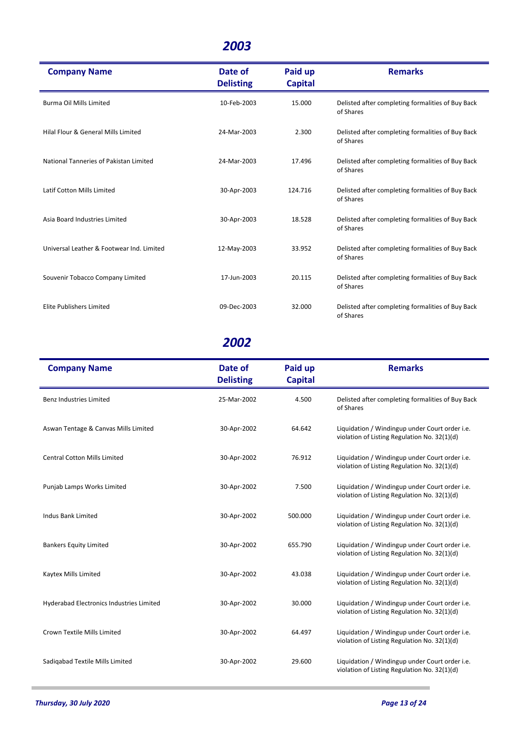## 2003

| Company Name | Date of Delisting | Paid up Capital | Remarks |
|---|---|---|---|
| Burma Oil Mills Limited | 10-Feb-2003 | 15.000 | Delisted after completing formalities of Buy Back of Shares |
| Hilal Flour & General Mills Limited | 24-Mar-2003 | 2.300 | Delisted after completing formalities of Buy Back of Shares |
| National Tanneries of Pakistan Limited | 24-Mar-2003 | 17.496 | Delisted after completing formalities of Buy Back of Shares |
| Latif Cotton Mills Limited | 30-Apr-2003 | 124.716 | Delisted after completing formalities of Buy Back of Shares |
| Asia Board Industries Limited | 30-Apr-2003 | 18.528 | Delisted after completing formalities of Buy Back of Shares |
| Universal Leather & Footwear Ind. Limited | 12-May-2003 | 33.952 | Delisted after completing formalities of Buy Back of Shares |
| Souvenir Tobacco Company Limited | 17-Jun-2003 | 20.115 | Delisted after completing formalities of Buy Back of Shares |
| Elite Publishers Limited | 09-Dec-2003 | 32.000 | Delisted after completing formalities of Buy Back of Shares |

## 2002

| Company Name | Date of Delisting | Paid up Capital | Remarks |
|---|---|---|---|
| Benz Industries Limited | 25-Mar-2002 | 4.500 | Delisted after completing formalities of Buy Back of Shares |
| Aswan Tentage & Canvas Mills Limited | 30-Apr-2002 | 64.642 | Liquidation / Windingup under Court order i.e. violation of Listing Regulation No. 32(1)(d) |
| Central Cotton Mills Limited | 30-Apr-2002 | 76.912 | Liquidation / Windingup under Court order i.e. violation of Listing Regulation No. 32(1)(d) |
| Punjab Lamps Works Limited | 30-Apr-2002 | 7.500 | Liquidation / Windingup under Court order i.e. violation of Listing Regulation No. 32(1)(d) |
| Indus Bank Limited | 30-Apr-2002 | 500.000 | Liquidation / Windingup under Court order i.e. violation of Listing Regulation No. 32(1)(d) |
| Bankers Equity Limited | 30-Apr-2002 | 655.790 | Liquidation / Windingup under Court order i.e. violation of Listing Regulation No. 32(1)(d) |
| Kaytex Mills Limited | 30-Apr-2002 | 43.038 | Liquidation / Windingup under Court order i.e. violation of Listing Regulation No. 32(1)(d) |
| Hyderabad Electronics Industries Limited | 30-Apr-2002 | 30.000 | Liquidation / Windingup under Court order i.e. violation of Listing Regulation No. 32(1)(d) |
| Crown Textile Mills Limited | 30-Apr-2002 | 64.497 | Liquidation / Windingup under Court order i.e. violation of Listing Regulation No. 32(1)(d) |
| Sadiqabad Textile Mills Limited | 30-Apr-2002 | 29.600 | Liquidation / Windingup under Court order i.e. violation of Listing Regulation No. 32(1)(d) |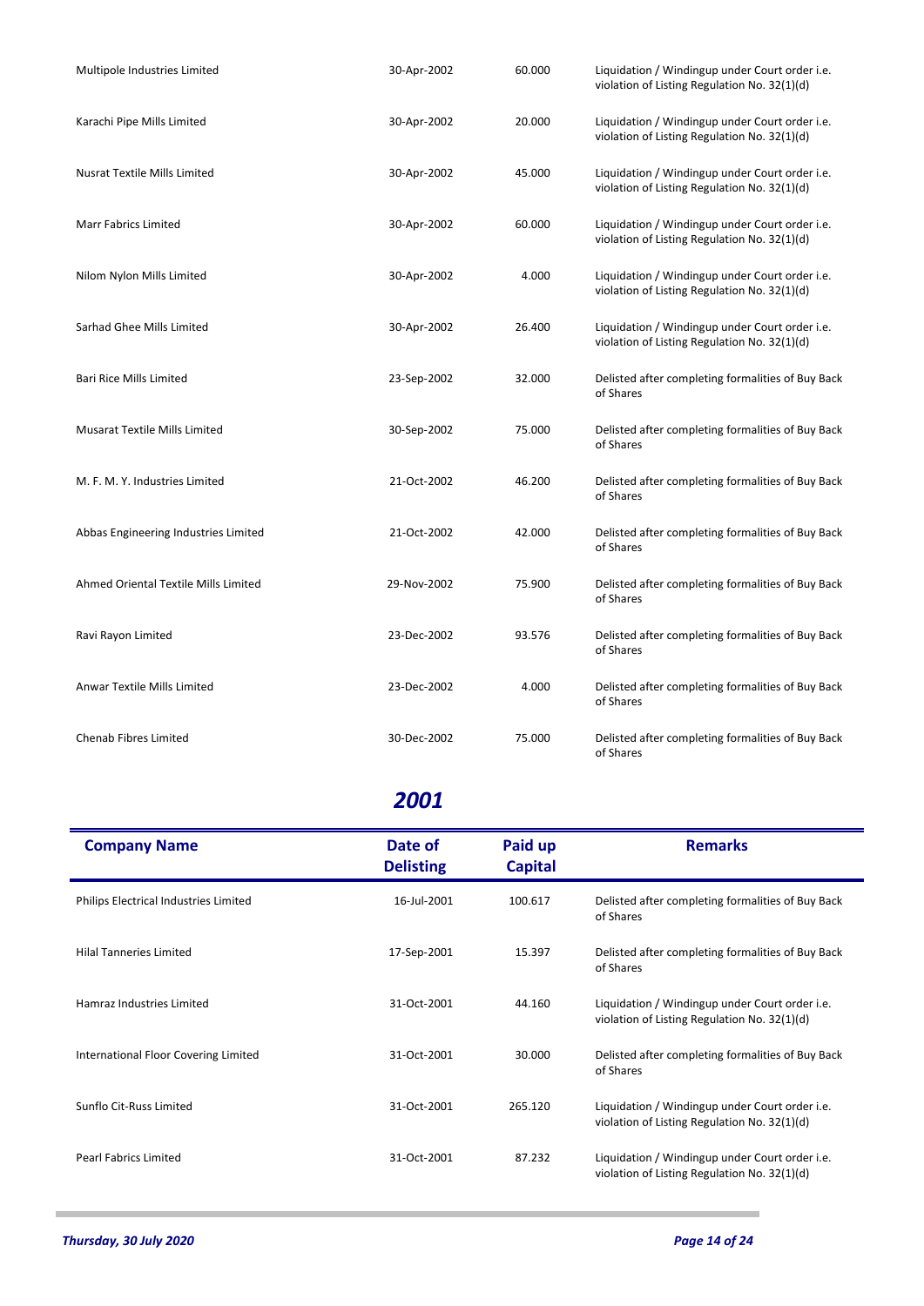| Company Name | Date of Delisting | Paid up Capital | Remarks |
|---|---|---|---|
| Multipole Industries Limited | 30-Apr-2002 | 60.000 | Liquidation / Windingup under Court order i.e. violation of Listing Regulation No. 32(1)(d) |
| Karachi Pipe Mills Limited | 30-Apr-2002 | 20.000 | Liquidation / Windingup under Court order i.e. violation of Listing Regulation No. 32(1)(d) |
| Nusrat Textile Mills Limited | 30-Apr-2002 | 45.000 | Liquidation / Windingup under Court order i.e. violation of Listing Regulation No. 32(1)(d) |
| Marr Fabrics Limited | 30-Apr-2002 | 60.000 | Liquidation / Windingup under Court order i.e. violation of Listing Regulation No. 32(1)(d) |
| Nilom Nylon Mills Limited | 30-Apr-2002 | 4.000 | Liquidation / Windingup under Court order i.e. violation of Listing Regulation No. 32(1)(d) |
| Sarhad Ghee Mills Limited | 30-Apr-2002 | 26.400 | Liquidation / Windingup under Court order i.e. violation of Listing Regulation No. 32(1)(d) |
| Bari Rice Mills Limited | 23-Sep-2002 | 32.000 | Delisted after completing formalities of Buy Back of Shares |
| Musarat Textile Mills Limited | 30-Sep-2002 | 75.000 | Delisted after completing formalities of Buy Back of Shares |
| M. F. M. Y. Industries Limited | 21-Oct-2002 | 46.200 | Delisted after completing formalities of Buy Back of Shares |
| Abbas Engineering Industries Limited | 21-Oct-2002 | 42.000 | Delisted after completing formalities of Buy Back of Shares |
| Ahmed Oriental Textile Mills Limited | 29-Nov-2002 | 75.900 | Delisted after completing formalities of Buy Back of Shares |
| Ravi Rayon Limited | 23-Dec-2002 | 93.576 | Delisted after completing formalities of Buy Back of Shares |
| Anwar Textile Mills Limited | 23-Dec-2002 | 4.000 | Delisted after completing formalities of Buy Back of Shares |
| Chenab Fibres Limited | 30-Dec-2002 | 75.000 | Delisted after completing formalities of Buy Back of Shares |

## *2001*

| Company Name | Date of Delisting | Paid up Capital | Remarks |
|---|---|---|---|
| Philips Electrical Industries Limited | 16-Jul-2001 | 100.617 | Delisted after completing formalities of Buy Back of Shares |
| Hilal Tanneries Limited | 17-Sep-2001 | 15.397 | Delisted after completing formalities of Buy Back of Shares |
| Hamraz Industries Limited | 31-Oct-2001 | 44.160 | Liquidation / Windingup under Court order i.e. violation of Listing Regulation No. 32(1)(d) |
| International Floor Covering Limited | 31-Oct-2001 | 30.000 | Delisted after completing formalities of Buy Back of Shares |
| Sunflo Cit-Russ Limited | 31-Oct-2001 | 265.120 | Liquidation / Windingup under Court order i.e. violation of Listing Regulation No. 32(1)(d) |
| Pearl Fabrics Limited | 31-Oct-2001 | 87.232 | Liquidation / Windingup under Court order i.e. violation of Listing Regulation No. 32(1)(d) |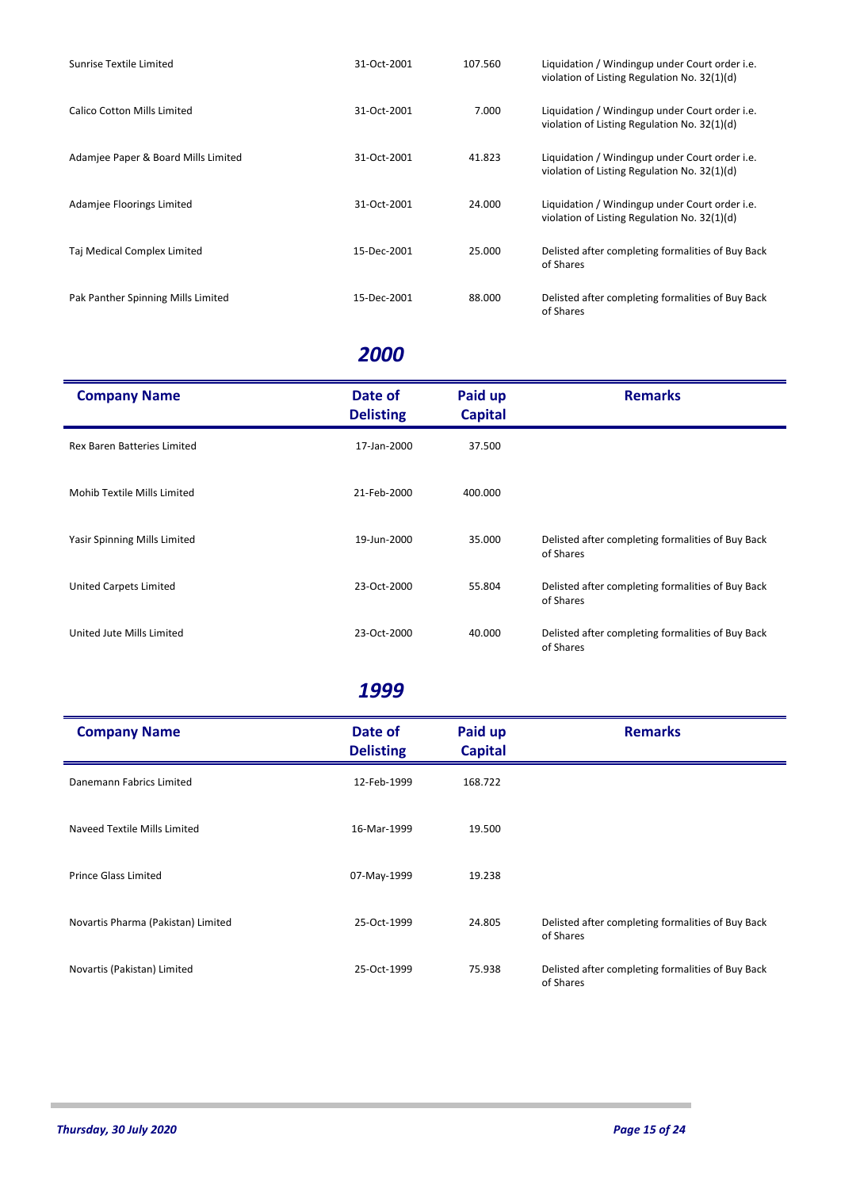| Company Name | Date of Delisting | Paid up Capital | Remarks |
|---|---|---|---|
| Sunrise Textile Limited | 31-Oct-2001 | 107.560 | Liquidation / Windingup under Court order i.e. violation of Listing Regulation No. 32(1)(d) |
| Calico Cotton Mills Limited | 31-Oct-2001 | 7.000 | Liquidation / Windingup under Court order i.e. violation of Listing Regulation No. 32(1)(d) |
| Adamjee Paper & Board Mills Limited | 31-Oct-2001 | 41.823 | Liquidation / Windingup under Court order i.e. violation of Listing Regulation No. 32(1)(d) |
| Adamjee Floorings Limited | 31-Oct-2001 | 24.000 | Liquidation / Windingup under Court order i.e. violation of Listing Regulation No. 32(1)(d) |
| Taj Medical Complex Limited | 15-Dec-2001 | 25.000 | Delisted after completing formalities of Buy Back of Shares |
| Pak Panther Spinning Mills Limited | 15-Dec-2001 | 88.000 | Delisted after completing formalities of Buy Back of Shares |

## *2000*

| Company Name | Date of Delisting | Paid up Capital | Remarks |
|---|---|---|---|
| Rex Baren Batteries Limited | 17-Jan-2000 | 37.500 | |
| Mohib Textile Mills Limited | 21-Feb-2000 | 400.000 | |
| Yasir Spinning Mills Limited | 19-Jun-2000 | 35.000 | Delisted after completing formalities of Buy Back of Shares |
| United Carpets Limited | 23-Oct-2000 | 55.804 | Delisted after completing formalities of Buy Back of Shares |
| United Jute Mills Limited | 23-Oct-2000 | 40.000 | Delisted after completing formalities of Buy Back of Shares |

## *1999*

| Company Name | Date of Delisting | Paid up Capital | Remarks |
|---|---|---|---|
| Danemann Fabrics Limited | 12-Feb-1999 | 168.722 | |
| Naveed Textile Mills Limited | 16-Mar-1999 | 19.500 | |
| Prince Glass Limited | 07-May-1999 | 19.238 | |
| Novartis Pharma (Pakistan) Limited | 25-Oct-1999 | 24.805 | Delisted after completing formalities of Buy Back of Shares |
| Novartis (Pakistan) Limited | 25-Oct-1999 | 75.938 | Delisted after completing formalities of Buy Back of Shares |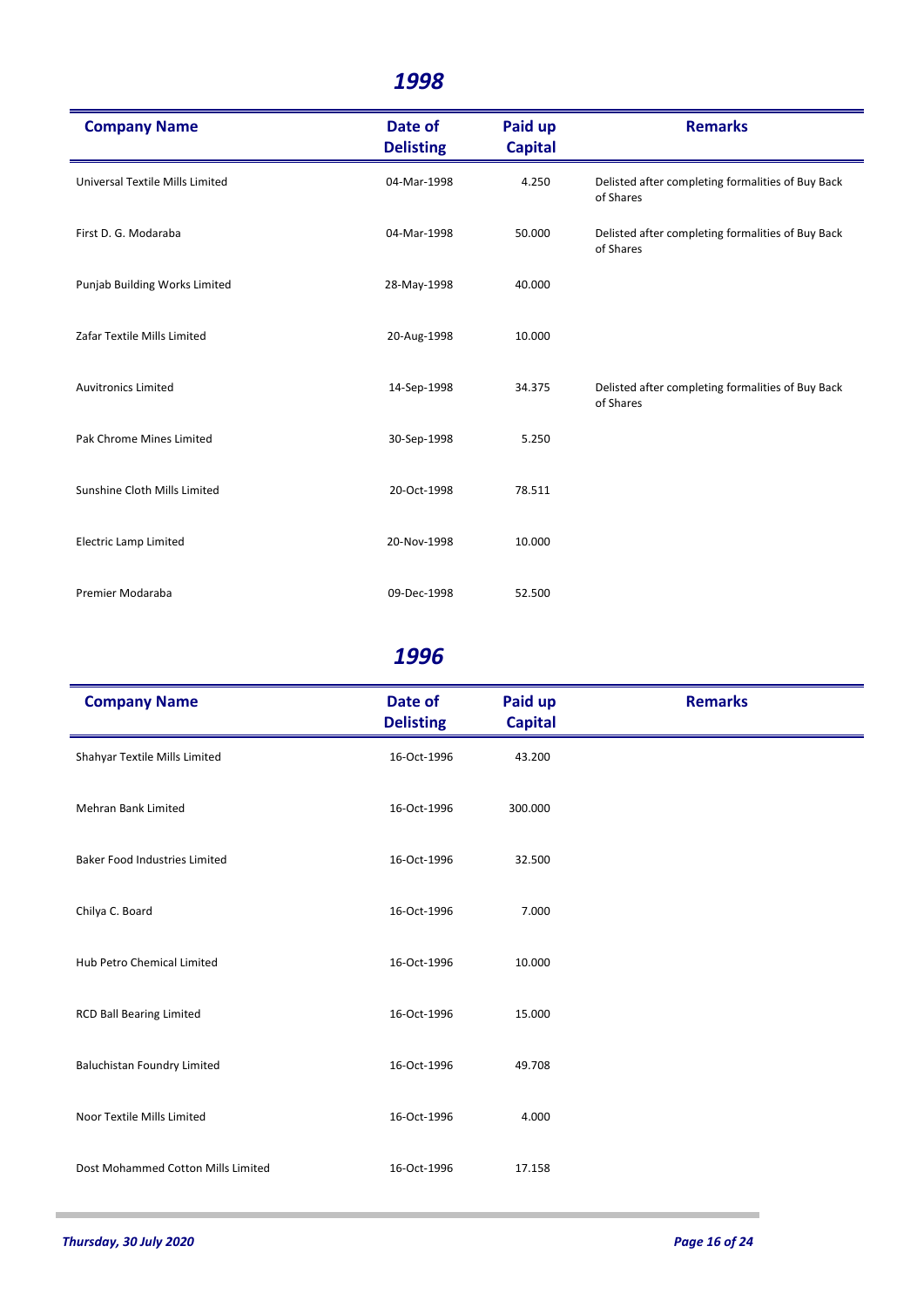## 1998

| Company Name | Date of Delisting | Paid up Capital | Remarks |
|---|---|---|---|
| Universal Textile Mills Limited | 04-Mar-1998 | 4.250 | Delisted after completing formalities of Buy Back of Shares |
| First D. G. Modaraba | 04-Mar-1998 | 50.000 | Delisted after completing formalities of Buy Back of Shares |
| Punjab Building Works Limited | 28-May-1998 | 40.000 | |
| Zafar Textile Mills Limited | 20-Aug-1998 | 10.000 | |
| Auvitronics Limited | 14-Sep-1998 | 34.375 | Delisted after completing formalities of Buy Back of Shares |
| Pak Chrome Mines Limited | 30-Sep-1998 | 5.250 | |
| Sunshine Cloth Mills Limited | 20-Oct-1998 | 78.511 | |
| Electric Lamp Limited | 20-Nov-1998 | 10.000 | |
| Premier Modaraba | 09-Dec-1998 | 52.500 | |

## 1996

| Company Name | Date of Delisting | Paid up Capital | Remarks |
|---|---|---|---|
| Shahyar Textile Mills Limited | 16-Oct-1996 | 43.200 | |
| Mehran Bank Limited | 16-Oct-1996 | 300.000 | |
| Baker Food Industries Limited | 16-Oct-1996 | 32.500 | |
| Chilya C. Board | 16-Oct-1996 | 7.000 | |
| Hub Petro Chemical Limited | 16-Oct-1996 | 10.000 | |
| RCD Ball Bearing Limited | 16-Oct-1996 | 15.000 | |
| Baluchistan Foundry Limited | 16-Oct-1996 | 49.708 | |
| Noor Textile Mills Limited | 16-Oct-1996 | 4.000 | |
| Dost Mohammed Cotton Mills Limited | 16-Oct-1996 | 17.158 | |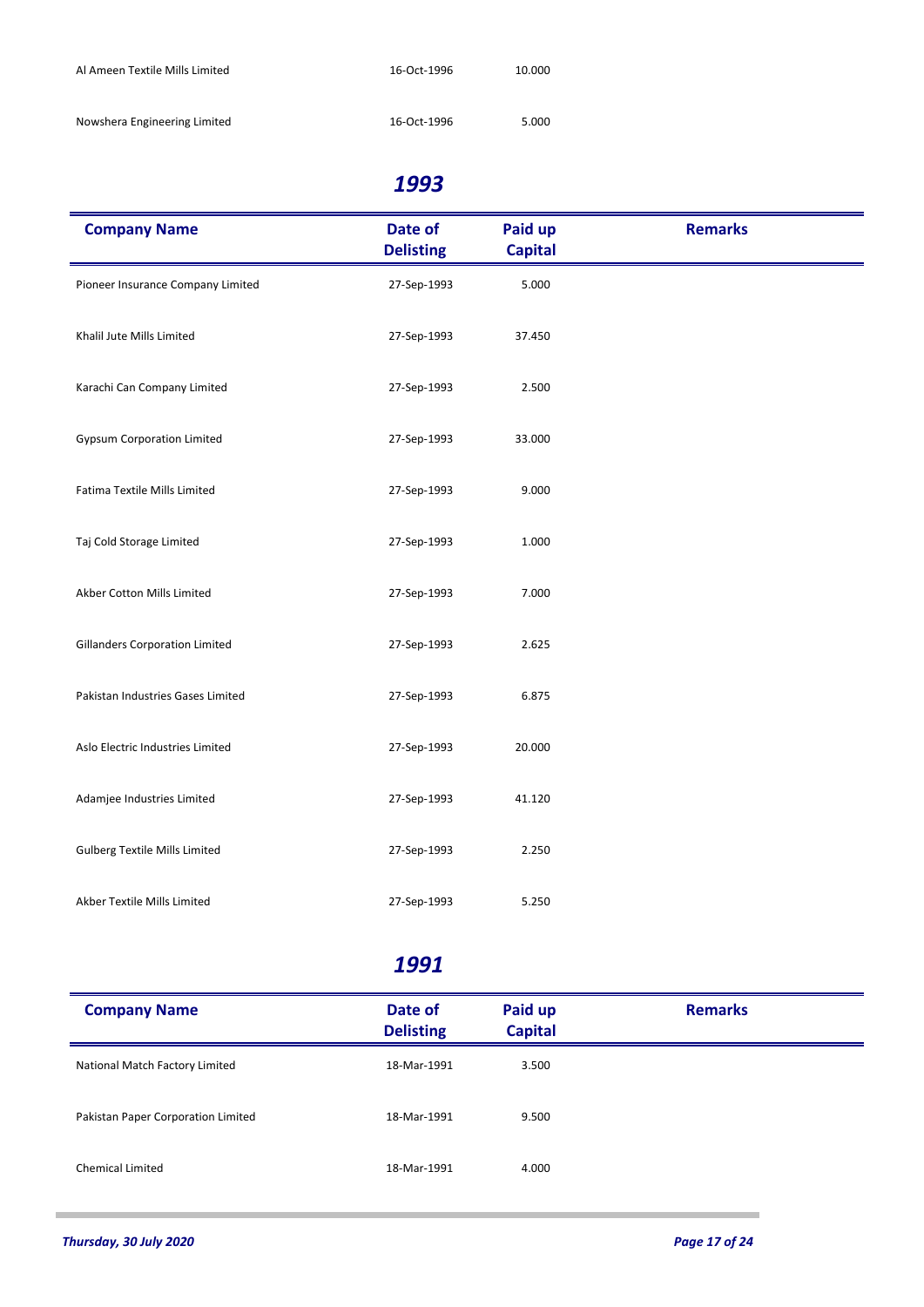| Company Name | Date of Delisting | Paid up Capital | Remarks |
|---|---|---|---|
| Al Ameen Textile Mills Limited | 16-Oct-1996 | 10.000 | |
| Nowshera Engineering Limited | 16-Oct-1996 | 5.000 | |

## *1993*

| Company Name | Date of Delisting | Paid up Capital | Remarks |
|---|---|---|---|
| Pioneer Insurance Company Limited | 27-Sep-1993 | 5.000 | |
| Khalil Jute Mills Limited | 27-Sep-1993 | 37.450 | |
| Karachi Can Company Limited | 27-Sep-1993 | 2.500 | |
| Gypsum Corporation Limited | 27-Sep-1993 | 33.000 | |
| Fatima Textile Mills Limited | 27-Sep-1993 | 9.000 | |
| Taj Cold Storage Limited | 27-Sep-1993 | 1.000 | |
| Akber Cotton Mills Limited | 27-Sep-1993 | 7.000 | |
| Gillanders Corporation Limited | 27-Sep-1993 | 2.625 | |
| Pakistan Industries Gases Limited | 27-Sep-1993 | 6.875 | |
| Aslo Electric Industries Limited | 27-Sep-1993 | 20.000 | |
| Adamjee Industries Limited | 27-Sep-1993 | 41.120 | |
| Gulberg Textile Mills Limited | 27-Sep-1993 | 2.250 | |
| Akber Textile Mills Limited | 27-Sep-1993 | 5.250 | |

## *1991*

| Company Name | Date of Delisting | Paid up Capital | Remarks |
|---|---|---|---|
| National Match Factory Limited | 18-Mar-1991 | 3.500 | |
| Pakistan Paper Corporation Limited | 18-Mar-1991 | 9.500 | |
| Chemical Limited | 18-Mar-1991 | 4.000 | |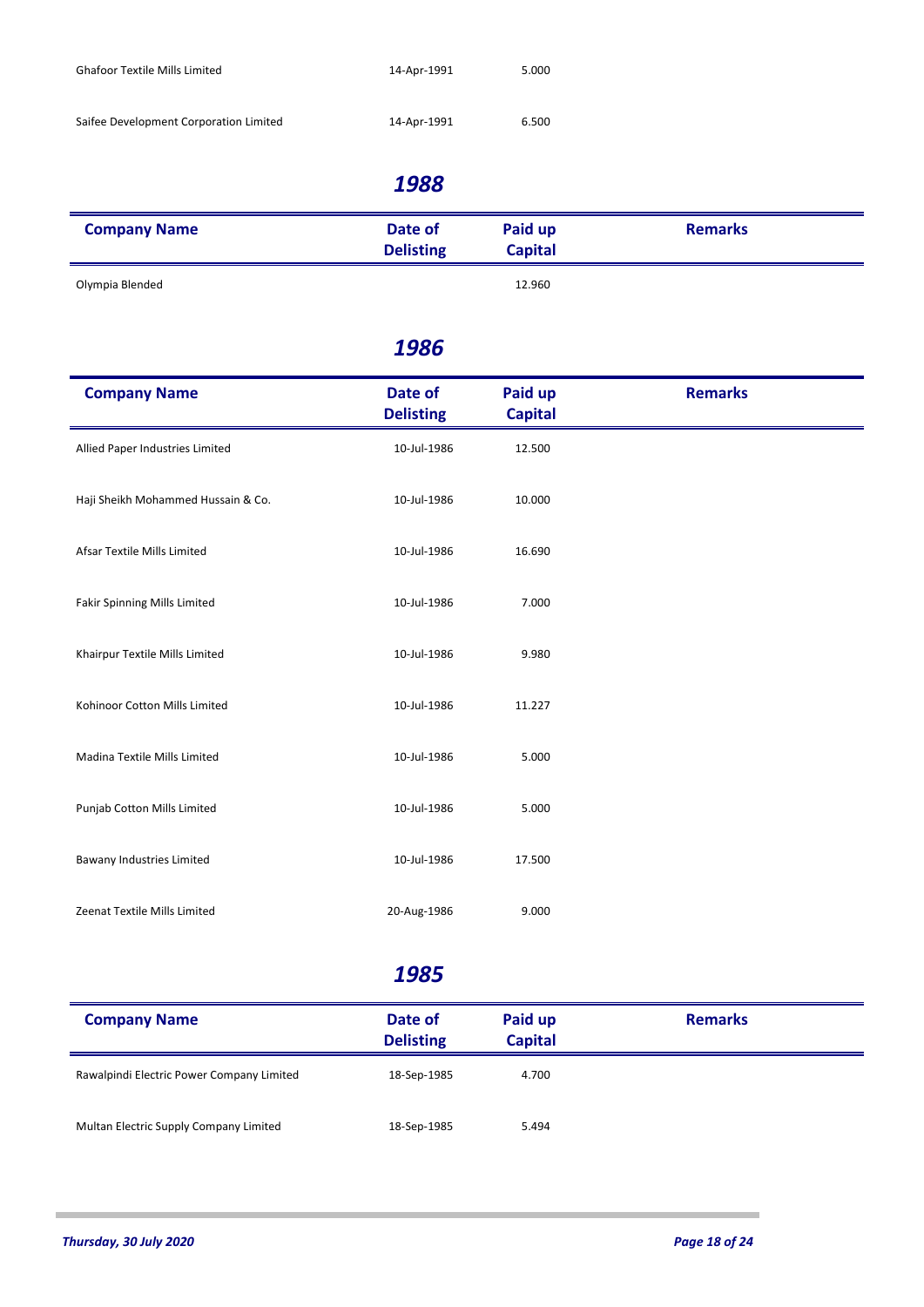| Company Name | Date of Delisting | Paid up Capital | Remarks |
|---|---|---|---|
| Ghafoor Textile Mills Limited | 14-Apr-1991 | 5.000 | |
| Saifee Development Corporation Limited | 14-Apr-1991 | 6.500 | |

## *1988*

| Company Name | Date of Delisting | Paid up Capital | Remarks |
|---|---|---|---|
| Olympia Blended | | 12.960 | |

## *1986*

| Company Name | Date of Delisting | Paid up Capital | Remarks |
|---|---|---|---|
| Allied Paper Industries Limited | 10-Jul-1986 | 12.500 | |
| Haji Sheikh Mohammed Hussain & Co. | 10-Jul-1986 | 10.000 | |
| Afsar Textile Mills Limited | 10-Jul-1986 | 16.690 | |
| Fakir Spinning Mills Limited | 10-Jul-1986 | 7.000 | |
| Khairpur Textile Mills Limited | 10-Jul-1986 | 9.980 | |
| Kohinoor Cotton Mills Limited | 10-Jul-1986 | 11.227 | |
| Madina Textile Mills Limited | 10-Jul-1986 | 5.000 | |
| Punjab Cotton Mills Limited | 10-Jul-1986 | 5.000 | |
| Bawany Industries Limited | 10-Jul-1986 | 17.500 | |
| Zeenat Textile Mills Limited | 20-Aug-1986 | 9.000 | |

## *1985*

| Company Name | Date of Delisting | Paid up Capital | Remarks |
|---|---|---|---|
| Rawalpindi Electric Power Company Limited | 18-Sep-1985 | 4.700 | |
| Multan Electric Supply Company Limited | 18-Sep-1985 | 5.494 | |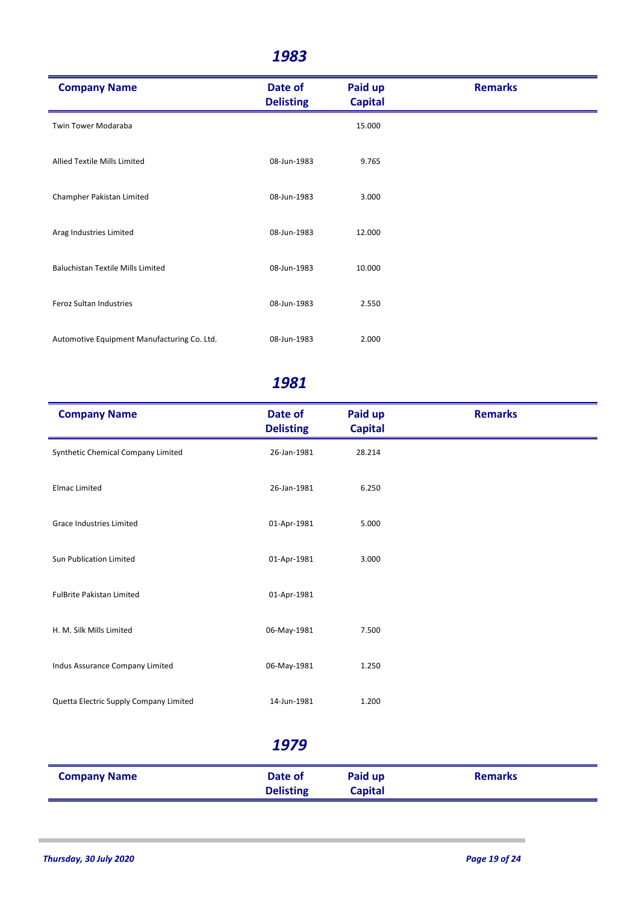## *1983*

| Company Name | Date of Delisting | Paid up Capital | Remarks |
|---|---|---|---|
| Twin Tower Modaraba | | 15.000 | |
| Allied Textile Mills Limited | 08-Jun-1983 | 9.765 | |
| Champher Pakistan Limited | 08-Jun-1983 | 3.000 | |
| Arag Industries Limited | 08-Jun-1983 | 12.000 | |
| Baluchistan Textile Mills Limited | 08-Jun-1983 | 10.000 | |
| Feroz Sultan Industries | 08-Jun-1983 | 2.550 | |
| Automotive Equipment Manufacturing Co. Ltd. | 08-Jun-1983 | 2.000 | |

## *1981*

| Company Name | Date of Delisting | Paid up Capital | Remarks |
|---|---|---|---|
| Synthetic Chemical Company Limited | 26-Jan-1981 | 28.214 | |
| Elmac Limited | 26-Jan-1981 | 6.250 | |
| Grace Industries Limited | 01-Apr-1981 | 5.000 | |
| Sun Publication Limited | 01-Apr-1981 | 3.000 | |
| FulBrite Pakistan Limited | 01-Apr-1981 | | |
| H. M. Silk Mills Limited | 06-May-1981 | 7.500 | |
| Indus Assurance Company Limited | 06-May-1981 | 1.250 | |
| Quetta Electric Supply Company Limited | 14-Jun-1981 | 1.200 | |

## *1979*

| Company Name | Date of Delisting | Paid up Capital | Remarks |
|---|---|---|---|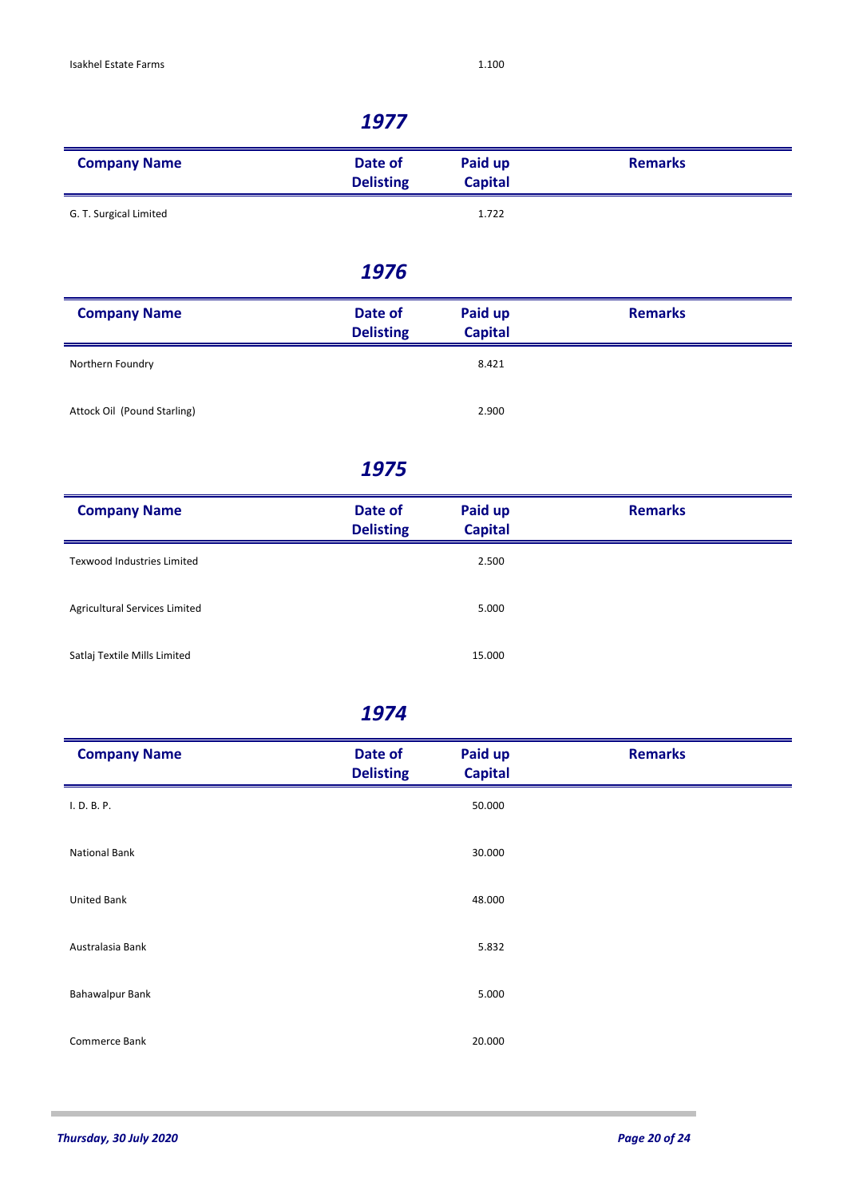| Company Name | Date of Delisting | Paid up Capital | Remarks |
|---|---|---|---|
| Isakhel Estate Farms | | 1.100 | |

## *1977*

| Company Name | Date of Delisting | Paid up Capital | Remarks |
|---|---|---|---|
| G. T. Surgical Limited | | 1.722 | |

## *1976*

| Company Name | Date of Delisting | Paid up Capital | Remarks |
|---|---|---|---|
| Northern Foundry | | 8.421 | |
| Attock Oil (Pound Starling) | | 2.900 | |

## *1975*

| Company Name | Date of Delisting | Paid up Capital | Remarks |
|---|---|---|---|
| Texwood Industries Limited | | 2.500 | |
| Agricultural Services Limited | | 5.000 | |
| Satlaj Textile Mills Limited | | 15.000 | |

## *1974*

| Company Name | Date of Delisting | Paid up Capital | Remarks |
|---|---|---|---|
| I. D. B. P. | | 50.000 | |
| National Bank | | 30.000 | |
| United Bank | | 48.000 | |
| Australasia Bank | | 5.832 | |
| Bahawalpur Bank | | 5.000 | |
| Commerce Bank | | 20.000 | |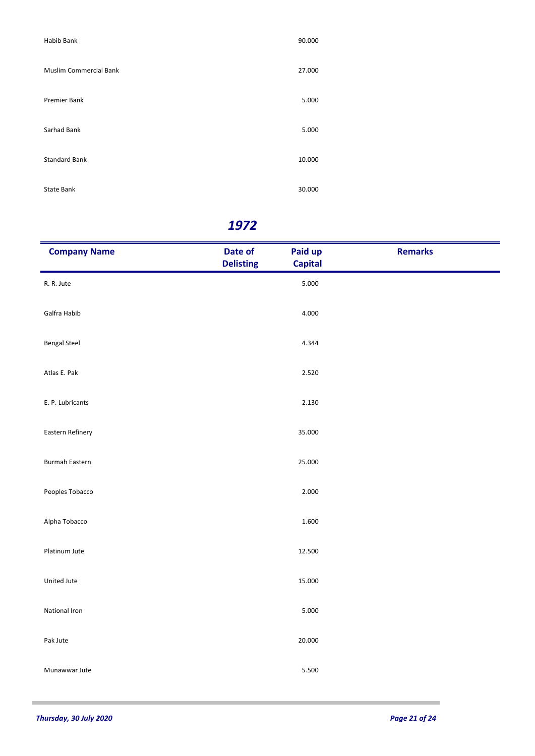| Company Name | Date of Delisting | Paid up Capital | Remarks |
|---|---|---|---|
| Habib Bank | | 90.000 | |
| Muslim Commercial Bank | | 27.000 | |
| Premier Bank | | 5.000 | |
| Sarhad Bank | | 5.000 | |
| Standard Bank | | 10.000 | |
| State Bank | | 30.000 | |

## *1972*

| Company Name | Date of Delisting | Paid up Capital | Remarks |
|---|---|---|---|
| R. R. Jute | | 5.000 | |
| Galfra Habib | | 4.000 | |
| Bengal Steel | | 4.344 | |
| Atlas E. Pak | | 2.520 | |
| E. P. Lubricants | | 2.130 | |
| Eastern Refinery | | 35.000 | |
| Burmah Eastern | | 25.000 | |
| Peoples Tobacco | | 2.000 | |
| Alpha Tobacco | | 1.600 | |
| Platinum Jute | | 12.500 | |
| United Jute | | 15.000 | |
| National Iron | | 5.000 | |
| Pak Jute | | 20.000 | |
| Munawwar Jute | | 5.500 | |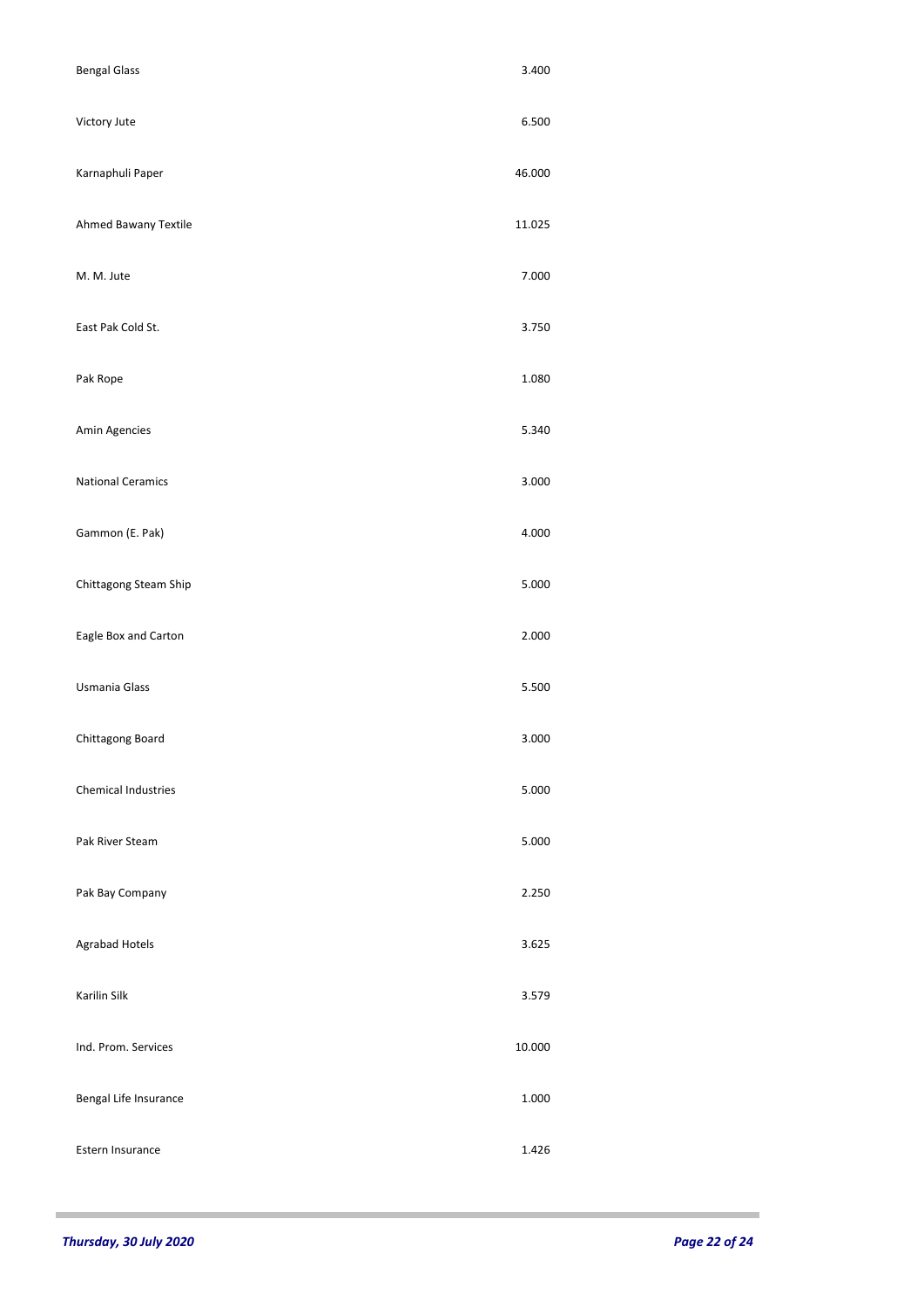| | |
|---|---|
| Bengal Glass | 3.400 |
| Victory Jute | 6.500 |
| Karnaphuli Paper | 46.000 |
| Ahmed Bawany Textile | 11.025 |
| M. M. Jute | 7.000 |
| East Pak Cold St. | 3.750 |
| Pak Rope | 1.080 |
| Amin Agencies | 5.340 |
| National Ceramics | 3.000 |
| Gammon (E. Pak) | 4.000 |
| Chittagong Steam Ship | 5.000 |
| Eagle Box and Carton | 2.000 |
| Usmania Glass | 5.500 |
| Chittagong Board | 3.000 |
| Chemical Industries | 5.000 |
| Pak River Steam | 5.000 |
| Pak Bay Company | 2.250 |
| Agrabad Hotels | 3.625 |
| Karilin Silk | 3.579 |
| Ind. Prom. Services | 10.000 |
| Bengal Life Insurance | 1.000 |
| Estern Insurance | 1.426 |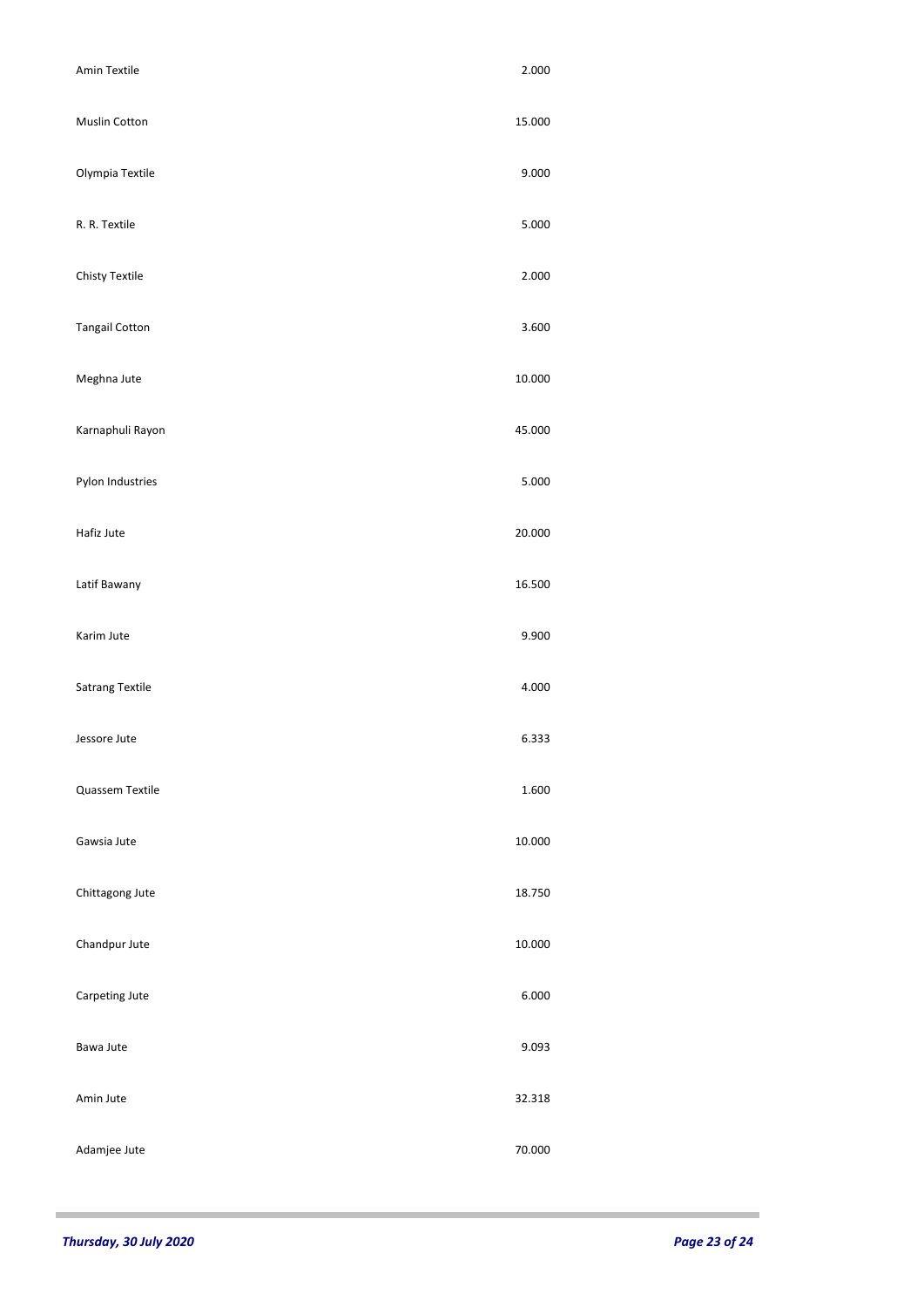| | |
|---|---|
| Amin Textile | 2.000 |
| Muslin Cotton | 15.000 |
| Olympia Textile | 9.000 |
| R. R. Textile | 5.000 |
| Chisty Textile | 2.000 |
| Tangail Cotton | 3.600 |
| Meghna Jute | 10.000 |
| Karnaphuli Rayon | 45.000 |
| Pylon Industries | 5.000 |
| Hafiz Jute | 20.000 |
| Latif Bawany | 16.500 |
| Karim Jute | 9.900 |
| Satrang Textile | 4.000 |
| Jessore Jute | 6.333 |
| Quassem Textile | 1.600 |
| Gawsia Jute | 10.000 |
| Chittagong Jute | 18.750 |
| Chandpur Jute | 10.000 |
| Carpeting Jute | 6.000 |
| Bawa Jute | 9.093 |
| Amin Jute | 32.318 |
| Adamjee Jute | 70.000 |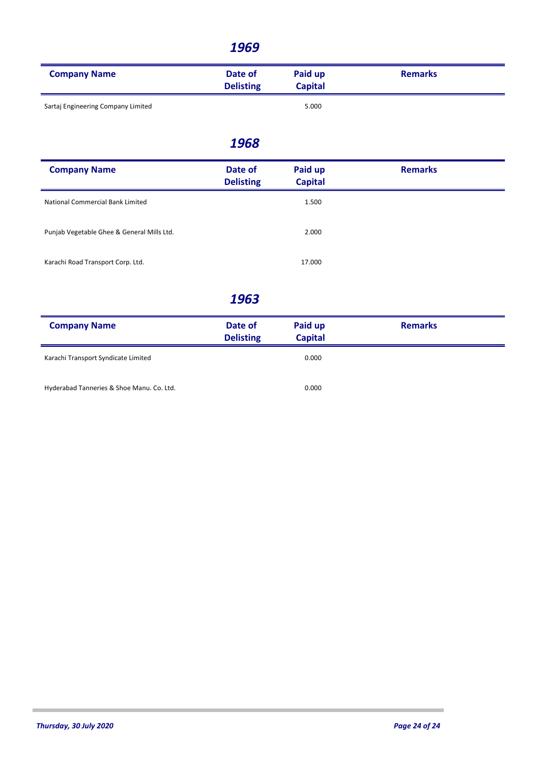## 1969

| Company Name | Date of Delisting | Paid up Capital | Remarks |
| --- | --- | --- | --- |
| Sartaj Engineering Company Limited | | 5.000 | |

## 1968

| Company Name | Date of Delisting | Paid up Capital | Remarks |
| --- | --- | --- | --- |
| National Commercial Bank Limited | | 1.500 | |
| Punjab Vegetable Ghee & General Mills Ltd. | | 2.000 | |
| Karachi Road Transport Corp. Ltd. | | 17.000 | |

## 1963

| Company Name | Date of Delisting | Paid up Capital | Remarks |
| --- | --- | --- | --- |
| Karachi Transport Syndicate Limited | | 0.000 | |
| Hyderabad Tanneries & Shoe Manu. Co. Ltd. | | 0.000 | |